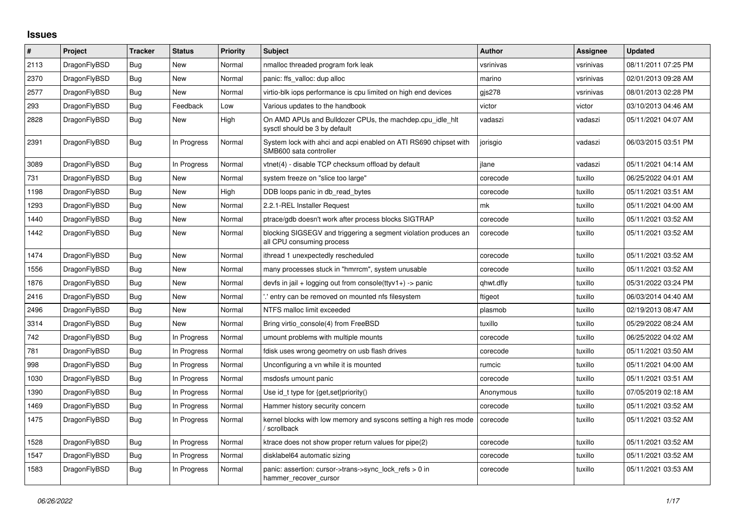# Issues

| # | Project | Tracker | Status | Priority | Subject | Author | Assignee | Updated |
|---|---|---|---|---|---|---|---|---|
| 2113 | DragonFlyBSD | Bug | New | Normal | nmalloc threaded program fork leak | vsrinivas | vsrinivas | 08/11/2011 07:25 PM |
| 2370 | DragonFlyBSD | Bug | New | Normal | panic: ffs_valloc: dup alloc | marino | vsrinivas | 02/01/2013 09:28 AM |
| 2577 | DragonFlyBSD | Bug | New | Normal | virtio-blk iops performance is cpu limited on high end devices | gjs278 | vsrinivas | 08/01/2013 02:28 PM |
| 293 | DragonFlyBSD | Bug | Feedback | Low | Various updates to the handbook | victor | victor | 03/10/2013 04:46 AM |
| 2828 | DragonFlyBSD | Bug | New | High | On AMD APUs and Bulldozer CPUs, the machdep.cpu_idle_hlt sysctl should be 3 by default | vadaszi | vadaszi | 05/11/2021 04:07 AM |
| 2391 | DragonFlyBSD | Bug | In Progress | Normal | System lock with ahci and acpi enabled on ATI RS690 chipset with SMB600 sata controller | jorisgio | vadaszi | 06/03/2015 03:51 PM |
| 3089 | DragonFlyBSD | Bug | In Progress | Normal | vtnet(4) - disable TCP checksum offload by default | jlane | vadaszi | 05/11/2021 04:14 AM |
| 731 | DragonFlyBSD | Bug | New | Normal | system freeze on "slice too large" | corecode | tuxillo | 06/25/2022 04:01 AM |
| 1198 | DragonFlyBSD | Bug | New | High | DDB loops panic in db_read_bytes | corecode | tuxillo | 05/11/2021 03:51 AM |
| 1293 | DragonFlyBSD | Bug | New | Normal | 2.2.1-REL Installer Request | mk | tuxillo | 05/11/2021 04:00 AM |
| 1440 | DragonFlyBSD | Bug | New | Normal | ptrace/gdb doesn't work after process blocks SIGTRAP | corecode | tuxillo | 05/11/2021 03:52 AM |
| 1442 | DragonFlyBSD | Bug | New | Normal | blocking SIGSEGV and triggering a segment violation produces an all CPU consuming process | corecode | tuxillo | 05/11/2021 03:52 AM |
| 1474 | DragonFlyBSD | Bug | New | Normal | ithread 1 unexpectedly rescheduled | corecode | tuxillo | 05/11/2021 03:52 AM |
| 1556 | DragonFlyBSD | Bug | New | Normal | many processes stuck in "hmrrcm", system unusable | corecode | tuxillo | 05/11/2021 03:52 AM |
| 1876 | DragonFlyBSD | Bug | New | Normal | devfs in jail + logging out from console(ttyv1+) -> panic | qhwt.dfly | tuxillo | 05/31/2022 03:24 PM |
| 2416 | DragonFlyBSD | Bug | New | Normal | '.' entry can be removed on mounted nfs filesystem | ftigeot | tuxillo | 06/03/2014 04:40 AM |
| 2496 | DragonFlyBSD | Bug | New | Normal | NTFS malloc limit exceeded | plasmob | tuxillo | 02/19/2013 08:47 AM |
| 3314 | DragonFlyBSD | Bug | New | Normal | Bring virtio_console(4) from FreeBSD | tuxillo | tuxillo | 05/29/2022 08:24 AM |
| 742 | DragonFlyBSD | Bug | In Progress | Normal | umount problems with multiple mounts | corecode | tuxillo | 06/25/2022 04:02 AM |
| 781 | DragonFlyBSD | Bug | In Progress | Normal | fdisk uses wrong geometry on usb flash drives | corecode | tuxillo | 05/11/2021 03:50 AM |
| 998 | DragonFlyBSD | Bug | In Progress | Normal | Unconfiguring a vn while it is mounted | rumcic | tuxillo | 05/11/2021 04:00 AM |
| 1030 | DragonFlyBSD | Bug | In Progress | Normal | msdosfs umount panic | corecode | tuxillo | 05/11/2021 03:51 AM |
| 1390 | DragonFlyBSD | Bug | In Progress | Normal | Use id_t type for {get,set}priority() | Anonymous | tuxillo | 07/05/2019 02:18 AM |
| 1469 | DragonFlyBSD | Bug | In Progress | Normal | Hammer history security concern | corecode | tuxillo | 05/11/2021 03:52 AM |
| 1475 | DragonFlyBSD | Bug | In Progress | Normal | kernel blocks with low memory and syscons setting a high res mode / scrollback | corecode | tuxillo | 05/11/2021 03:52 AM |
| 1528 | DragonFlyBSD | Bug | In Progress | Normal | ktrace does not show proper return values for pipe(2) | corecode | tuxillo | 05/11/2021 03:52 AM |
| 1547 | DragonFlyBSD | Bug | In Progress | Normal | disklabel64 automatic sizing | corecode | tuxillo | 05/11/2021 03:52 AM |
| 1583 | DragonFlyBSD | Bug | In Progress | Normal | panic: assertion: cursor->trans->sync_lock_refs > 0 in hammer_recover_cursor | corecode | tuxillo | 05/11/2021 03:53 AM |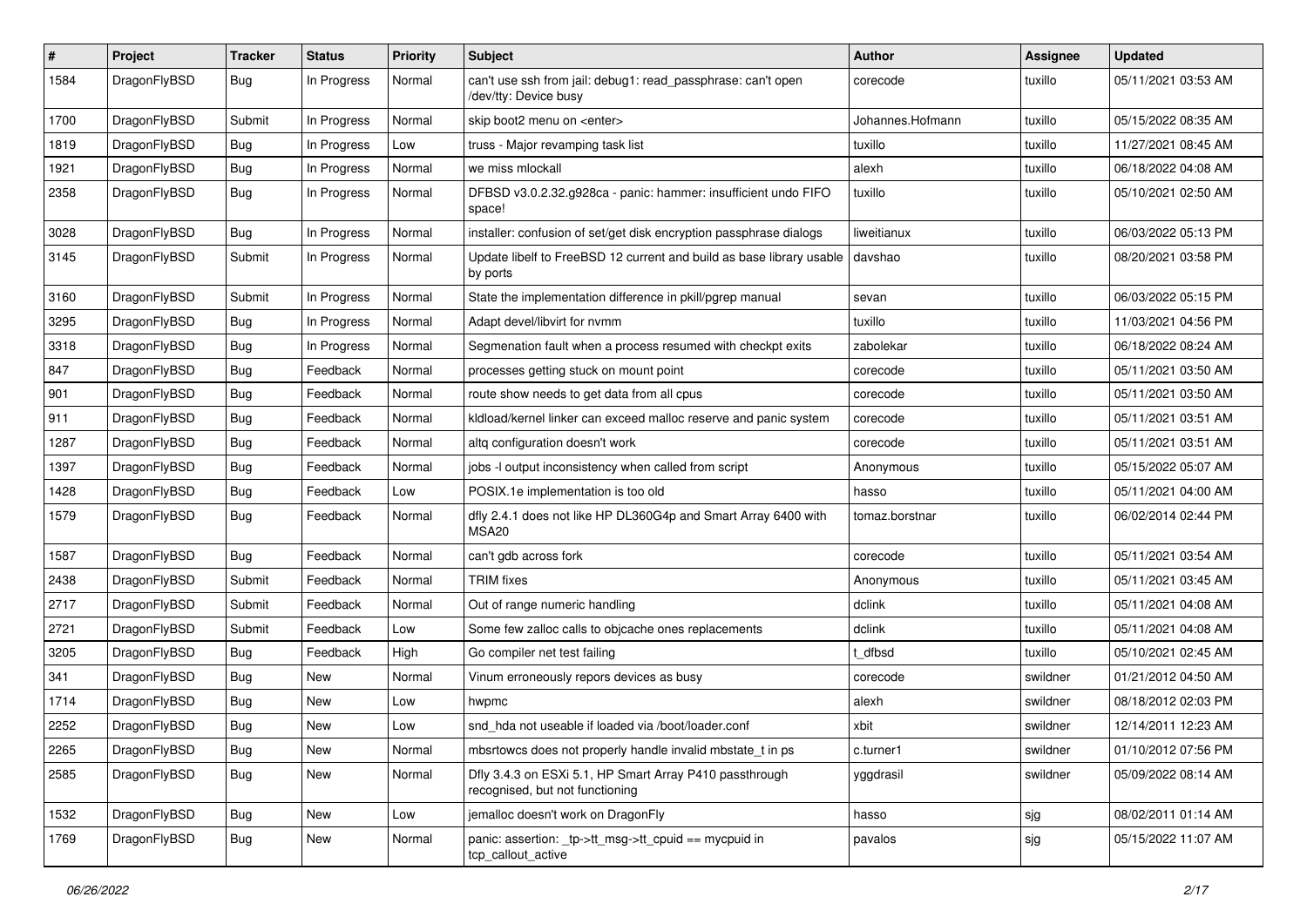| # | Project | Tracker | Status | Priority | Subject | Author | Assignee | Updated |
|---|---|---|---|---|---|---|---|---|
| 1584 | DragonFlyBSD | Bug | In Progress | Normal | can't use ssh from jail: debug1: read_passphrase: can't open /dev/tty: Device busy | corecode | tuxillo | 05/11/2021 03:53 AM |
| 1700 | DragonFlyBSD | Submit | In Progress | Normal | skip boot2 menu on <enter> | Johannes.Hofmann | tuxillo | 05/15/2022 08:35 AM |
| 1819 | DragonFlyBSD | Bug | In Progress | Low | truss - Major revamping task list | tuxillo | tuxillo | 11/27/2021 08:45 AM |
| 1921 | DragonFlyBSD | Bug | In Progress | Normal | we miss mlockall | alexh | tuxillo | 06/18/2022 04:08 AM |
| 2358 | DragonFlyBSD | Bug | In Progress | Normal | DFBSD v3.0.2.32.g928ca - panic: hammer: insufficient undo FIFO space! | tuxillo | tuxillo | 05/10/2021 02:50 AM |
| 3028 | DragonFlyBSD | Bug | In Progress | Normal | installer: confusion of set/get disk encryption passphrase dialogs | liweitianux | tuxillo | 06/03/2022 05:13 PM |
| 3145 | DragonFlyBSD | Submit | In Progress | Normal | Update libelf to FreeBSD 12 current and build as base library usable by ports | davshao | tuxillo | 08/20/2021 03:58 PM |
| 3160 | DragonFlyBSD | Submit | In Progress | Normal | State the implementation difference in pkill/pgrep manual | sevan | tuxillo | 06/03/2022 05:15 PM |
| 3295 | DragonFlyBSD | Bug | In Progress | Normal | Adapt devel/libvirt for nvmm | tuxillo | tuxillo | 11/03/2021 04:56 PM |
| 3318 | DragonFlyBSD | Bug | In Progress | Normal | Segmenation fault when a process resumed with checkpt exits | zabolekar | tuxillo | 06/18/2022 08:24 AM |
| 847 | DragonFlyBSD | Bug | Feedback | Normal | processes getting stuck on mount point | corecode | tuxillo | 05/11/2021 03:50 AM |
| 901 | DragonFlyBSD | Bug | Feedback | Normal | route show needs to get data from all cpus | corecode | tuxillo | 05/11/2021 03:50 AM |
| 911 | DragonFlyBSD | Bug | Feedback | Normal | kldload/kernel linker can exceed malloc reserve and panic system | corecode | tuxillo | 05/11/2021 03:51 AM |
| 1287 | DragonFlyBSD | Bug | Feedback | Normal | altq configuration doesn't work | corecode | tuxillo | 05/11/2021 03:51 AM |
| 1397 | DragonFlyBSD | Bug | Feedback | Normal | jobs -l output inconsistency when called from script | Anonymous | tuxillo | 05/15/2022 05:07 AM |
| 1428 | DragonFlyBSD | Bug | Feedback | Low | POSIX.1e implementation is too old | hasso | tuxillo | 05/11/2021 04:00 AM |
| 1579 | DragonFlyBSD | Bug | Feedback | Normal | dfly 2.4.1 does not like HP DL360G4p and Smart Array 6400 with MSA20 | tomaz.borstnar | tuxillo | 06/02/2014 02:44 PM |
| 1587 | DragonFlyBSD | Bug | Feedback | Normal | can't gdb across fork | corecode | tuxillo | 05/11/2021 03:54 AM |
| 2438 | DragonFlyBSD | Submit | Feedback | Normal | TRIM fixes | Anonymous | tuxillo | 05/11/2021 03:45 AM |
| 2717 | DragonFlyBSD | Submit | Feedback | Normal | Out of range numeric handling | dclink | tuxillo | 05/11/2021 04:08 AM |
| 2721 | DragonFlyBSD | Submit | Feedback | Low | Some few zalloc calls to objcache ones replacements | dclink | tuxillo | 05/11/2021 04:08 AM |
| 3205 | DragonFlyBSD | Bug | Feedback | High | Go compiler net test failing | t_dfbsd | tuxillo | 05/10/2021 02:45 AM |
| 341 | DragonFlyBSD | Bug | New | Normal | Vinum erroneously repors devices as busy | corecode | swildner | 01/21/2012 04:50 AM |
| 1714 | DragonFlyBSD | Bug | New | Low | hwpmc | alexh | swildner | 08/18/2012 02:03 PM |
| 2252 | DragonFlyBSD | Bug | New | Low | snd_hda not useable if loaded via /boot/loader.conf | xbit | swildner | 12/14/2011 12:23 AM |
| 2265 | DragonFlyBSD | Bug | New | Normal | mbsrtowcs does not properly handle invalid mbstate_t in ps | c.turner1 | swildner | 01/10/2012 07:56 PM |
| 2585 | DragonFlyBSD | Bug | New | Normal | Dfly 3.4.3 on ESXi 5.1, HP Smart Array P410 passthrough recognised, but not functioning | yggdrasil | swildner | 05/09/2022 08:14 AM |
| 1532 | DragonFlyBSD | Bug | New | Low | jemalloc doesn't work on DragonFly | hasso | sjg | 08/02/2011 01:14 AM |
| 1769 | DragonFlyBSD | Bug | New | Normal | panic: assertion: _tp->tt_msg->tt_cpuid == mycpuid in tcp_callout_active | pavalos | sjg | 05/15/2022 11:07 AM |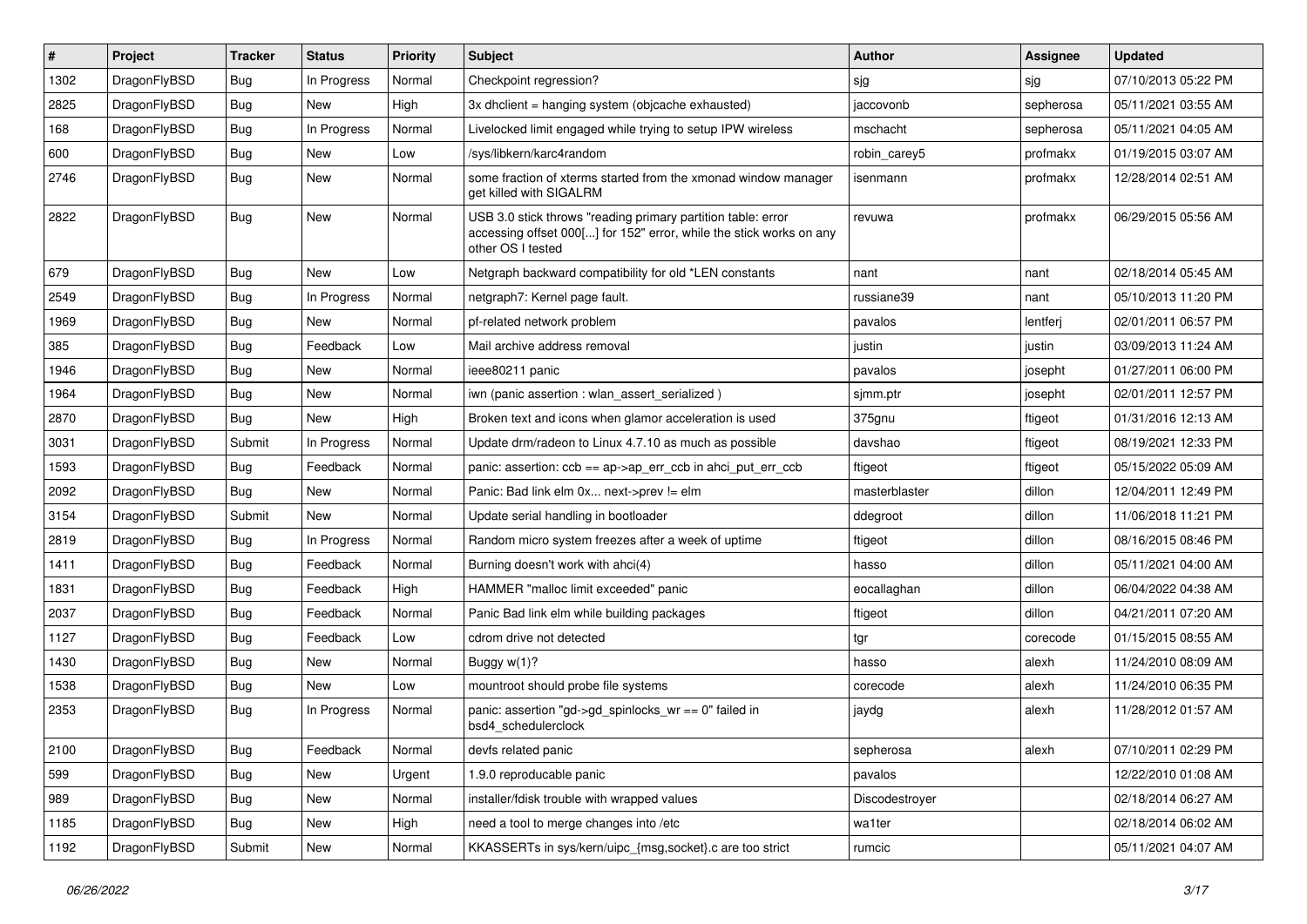| # | Project | Tracker | Status | Priority | Subject | Author | Assignee | Updated |
|---|---|---|---|---|---|---|---|---|
| 1302 | DragonFlyBSD | Bug | In Progress | Normal | Checkpoint regression? | sjg | sjg | 07/10/2013 05:22 PM |
| 2825 | DragonFlyBSD | Bug | New | High | 3x dhclient = hanging system (objcache exhausted) | jaccovonb | sepherosa | 05/11/2021 03:55 AM |
| 168 | DragonFlyBSD | Bug | In Progress | Normal | Livelocked limit engaged while trying to setup IPW wireless | mschacht | sepherosa | 05/11/2021 04:05 AM |
| 600 | DragonFlyBSD | Bug | New | Low | /sys/libkern/karc4random | robin_carey5 | profmakx | 01/19/2015 03:07 AM |
| 2746 | DragonFlyBSD | Bug | New | Normal | some fraction of xterms started from the xmonad window manager get killed with SIGALRM | isenmann | profmakx | 12/28/2014 02:51 AM |
| 2822 | DragonFlyBSD | Bug | New | Normal | USB 3.0 stick throws "reading primary partition table: error accessing offset 000[...] for 152" error, while the stick works on any other OS I tested | revuwa | profmakx | 06/29/2015 05:56 AM |
| 679 | DragonFlyBSD | Bug | New | Low | Netgraph backward compatibility for old *LEN constants | nant | nant | 02/18/2014 05:45 AM |
| 2549 | DragonFlyBSD | Bug | In Progress | Normal | netgraph7: Kernel page fault. | russiane39 | nant | 05/10/2013 11:20 PM |
| 1969 | DragonFlyBSD | Bug | New | Normal | pf-related network problem | pavalos | lentferj | 02/01/2011 06:57 PM |
| 385 | DragonFlyBSD | Bug | Feedback | Low | Mail archive address removal | justin | justin | 03/09/2013 11:24 AM |
| 1946 | DragonFlyBSD | Bug | New | Normal | ieee80211 panic | pavalos | josepht | 01/27/2011 06:00 PM |
| 1964 | DragonFlyBSD | Bug | New | Normal | iwn (panic assertion : wlan_assert_serialized ) | sjmm.ptr | josepht | 02/01/2011 12:57 PM |
| 2870 | DragonFlyBSD | Bug | New | High | Broken text and icons when glamor acceleration is used | 375gnu | ftigeot | 01/31/2016 12:13 AM |
| 3031 | DragonFlyBSD | Submit | In Progress | Normal | Update drm/radeon to Linux 4.7.10 as much as possible | davshao | ftigeot | 08/19/2021 12:33 PM |
| 1593 | DragonFlyBSD | Bug | Feedback | Normal | panic: assertion: ccb == ap->ap_err_ccb in ahci_put_err_ccb | ftigeot | ftigeot | 05/15/2022 05:09 AM |
| 2092 | DragonFlyBSD | Bug | New | Normal | Panic: Bad link elm 0x... next->prev != elm | masterblaster | dillon | 12/04/2011 12:49 PM |
| 3154 | DragonFlyBSD | Submit | New | Normal | Update serial handling in bootloader | ddegroot | dillon | 11/06/2018 11:21 PM |
| 2819 | DragonFlyBSD | Bug | In Progress | Normal | Random micro system freezes after a week of uptime | ftigeot | dillon | 08/16/2015 08:46 PM |
| 1411 | DragonFlyBSD | Bug | Feedback | Normal | Burning doesn't work with ahci(4) | hasso | dillon | 05/11/2021 04:00 AM |
| 1831 | DragonFlyBSD | Bug | Feedback | High | HAMMER "malloc limit exceeded" panic | eocallaghan | dillon | 06/04/2022 04:38 AM |
| 2037 | DragonFlyBSD | Bug | Feedback | Normal | Panic Bad link elm while building packages | ftigeot | dillon | 04/21/2011 07:20 AM |
| 1127 | DragonFlyBSD | Bug | Feedback | Low | cdrom drive not detected | tgr | corecode | 01/15/2015 08:55 AM |
| 1430 | DragonFlyBSD | Bug | New | Normal | Buggy w(1)? | hasso | alexh | 11/24/2010 08:09 AM |
| 1538 | DragonFlyBSD | Bug | New | Low | mountroot should probe file systems | corecode | alexh | 11/24/2010 06:35 PM |
| 2353 | DragonFlyBSD | Bug | In Progress | Normal | panic: assertion "gd->gd_spinlocks_wr == 0" failed in bsd4_schedulerclock | jaydg | alexh | 11/28/2012 01:57 AM |
| 2100 | DragonFlyBSD | Bug | Feedback | Normal | devfs related panic | sepherosa | alexh | 07/10/2011 02:29 PM |
| 599 | DragonFlyBSD | Bug | New | Urgent | 1.9.0 reproducable panic | pavalos | | 12/22/2010 01:08 AM |
| 989 | DragonFlyBSD | Bug | New | Normal | installer/fdisk trouble with wrapped values | Discodestroyer | | 02/18/2014 06:27 AM |
| 1185 | DragonFlyBSD | Bug | New | High | need a tool to merge changes into /etc | wa1ter | | 02/18/2014 06:02 AM |
| 1192 | DragonFlyBSD | Submit | New | Normal | KKASSERTs in sys/kern/uipc_{msg,socket}.c are too strict | rumcic | | 05/11/2021 04:07 AM |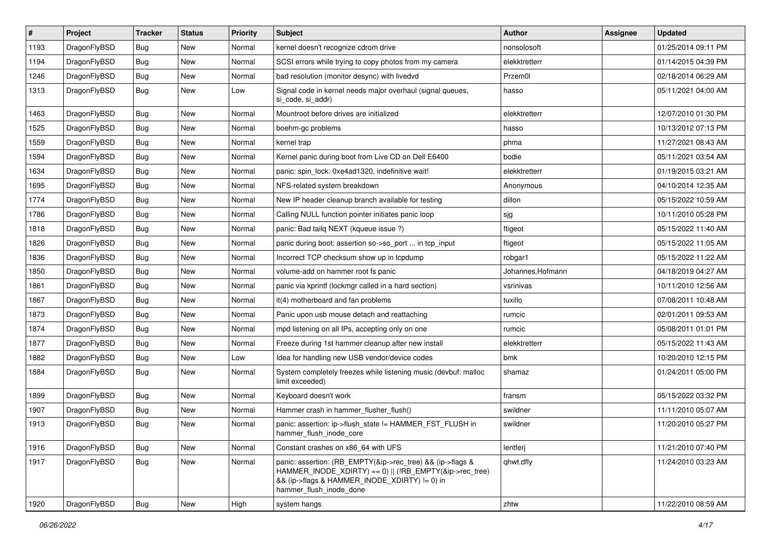| # | Project | Tracker | Status | Priority | Subject | Author | Assignee | Updated |
|---|---|---|---|---|---|---|---|---|
| 1193 | DragonFlyBSD | Bug | New | Normal | kernel doesn't recognize cdrom drive | nonsolosoft | | 01/25/2014 09:11 PM |
| 1194 | DragonFlyBSD | Bug | New | Normal | SCSI errors while trying to copy photos from my camera | elekktretterr | | 01/14/2015 04:39 PM |
| 1246 | DragonFlyBSD | Bug | New | Normal | bad resolution (monitor desync) with livedvd | Przem0l | | 02/18/2014 06:29 AM |
| 1313 | DragonFlyBSD | Bug | New | Low | Signal code in kernel needs major overhaul (signal queues, si_code, si_addr) | hasso | | 05/11/2021 04:00 AM |
| 1463 | DragonFlyBSD | Bug | New | Normal | Mountroot before drives are initialized | elekktretterr | | 12/07/2010 01:30 PM |
| 1525 | DragonFlyBSD | Bug | New | Normal | boehm-gc problems | hasso | | 10/13/2012 07:13 PM |
| 1559 | DragonFlyBSD | Bug | New | Normal | kernel trap | phma | | 11/27/2021 08:43 AM |
| 1594 | DragonFlyBSD | Bug | New | Normal | Kernel panic during boot from Live CD on Dell E6400 | bodie | | 05/11/2021 03:54 AM |
| 1634 | DragonFlyBSD | Bug | New | Normal | panic: spin_lock: 0xe4ad1320, indefinitive wait! | elekktretterr | | 01/19/2015 03:21 AM |
| 1695 | DragonFlyBSD | Bug | New | Normal | NFS-related system breakdown | Anonymous | | 04/10/2014 12:35 AM |
| 1774 | DragonFlyBSD | Bug | New | Normal | New IP header cleanup branch available for testing | dillon | | 05/15/2022 10:59 AM |
| 1786 | DragonFlyBSD | Bug | New | Normal | Calling NULL function pointer initiates panic loop | sjg | | 10/11/2010 05:28 PM |
| 1818 | DragonFlyBSD | Bug | New | Normal | panic: Bad tailq NEXT (kqueue issue ?) | ftigeot | | 05/15/2022 11:40 AM |
| 1826 | DragonFlyBSD | Bug | New | Normal | panic during boot: assertion so->so_port ... in tcp_input | ftigeot | | 05/15/2022 11:05 AM |
| 1836 | DragonFlyBSD | Bug | New | Normal | Incorrect TCP checksum show up in tcpdump | robgar1 | | 05/15/2022 11:22 AM |
| 1850 | DragonFlyBSD | Bug | New | Normal | volume-add on hammer root fs panic | Johannes.Hofmann | | 04/18/2019 04:27 AM |
| 1861 | DragonFlyBSD | Bug | New | Normal | panic via kprintf (lockmgr called in a hard section) | vsrinivas | | 10/11/2010 12:56 AM |
| 1867 | DragonFlyBSD | Bug | New | Normal | it(4) motherboard and fan problems | tuxillo | | 07/08/2011 10:48 AM |
| 1873 | DragonFlyBSD | Bug | New | Normal | Panic upon usb mouse detach and reattaching | rumcic | | 02/01/2011 09:53 AM |
| 1874 | DragonFlyBSD | Bug | New | Normal | mpd listening on all IPs, accepting only on one | rumcic | | 05/08/2011 01:01 PM |
| 1877 | DragonFlyBSD | Bug | New | Normal | Freeze during 1st hammer cleanup after new install | elekktretterr | | 05/15/2022 11:43 AM |
| 1882 | DragonFlyBSD | Bug | New | Low | Idea for handling new USB vendor/device codes | bmk | | 10/20/2010 12:15 PM |
| 1884 | DragonFlyBSD | Bug | New | Normal | System completely freezes while listening music (devbuf: malloc limit exceeded) | shamaz | | 01/24/2011 05:00 PM |
| 1899 | DragonFlyBSD | Bug | New | Normal | Keyboard doesn't work | fransm | | 05/15/2022 03:32 PM |
| 1907 | DragonFlyBSD | Bug | New | Normal | Hammer crash in hammer_flusher_flush() | swildner | | 11/11/2010 05:07 AM |
| 1913 | DragonFlyBSD | Bug | New | Normal | panic: assertion: ip->flush_state != HAMMER_FST_FLUSH in hammer_flush_inode_core | swildner | | 11/20/2010 05:27 PM |
| 1916 | DragonFlyBSD | Bug | New | Normal | Constant crashes on x86_64 with UFS | lentferj | | 11/21/2010 07:40 PM |
| 1917 | DragonFlyBSD | Bug | New | Normal | panic: assertion: (RB_EMPTY(&ip->rec_tree) && (ip->flags & HAMMER_INODE_XDIRTY) == 0) \|\| (!RB_EMPTY(&ip->rec_tree) && (ip->flags & HAMMER_INODE_XDIRTY) != 0) in hammer_flush_inode_done | qhwt.dfly | | 11/24/2010 03:23 AM |
| 1920 | DragonFlyBSD | Bug | New | High | system hangs | zhtw | | 11/22/2010 08:59 AM |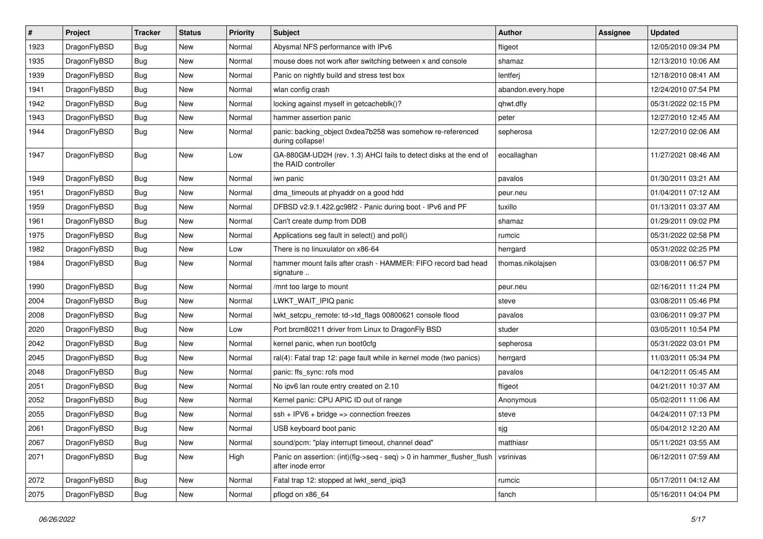| # | Project | Tracker | Status | Priority | Subject | Author | Assignee | Updated |
|---|---|---|---|---|---|---|---|---|
| 1923 | DragonFlyBSD | Bug | New | Normal | Abysmal NFS performance with IPv6 | ftigeot | | 12/05/2010 09:34 PM |
| 1935 | DragonFlyBSD | Bug | New | Normal | mouse does not work after switching between x and console | shamaz | | 12/13/2010 10:06 AM |
| 1939 | DragonFlyBSD | Bug | New | Normal | Panic on nightly build and stress test box | lentferj | | 12/18/2010 08:41 AM |
| 1941 | DragonFlyBSD | Bug | New | Normal | wlan config crash | abandon.every.hope | | 12/24/2010 07:54 PM |
| 1942 | DragonFlyBSD | Bug | New | Normal | locking against myself in getcacheblk()? | qhwt.dfly | | 05/31/2022 02:15 PM |
| 1943 | DragonFlyBSD | Bug | New | Normal | hammer assertion panic | peter | | 12/27/2010 12:45 AM |
| 1944 | DragonFlyBSD | Bug | New | Normal | panic: backing_object 0xdea7b258 was somehow re-referenced during collapse! | sepherosa | | 12/27/2010 02:06 AM |
| 1947 | DragonFlyBSD | Bug | New | Low | GA-880GM-UD2H (rev. 1.3) AHCI fails to detect disks at the end of the RAID controller | eocallaghan | | 11/27/2021 08:46 AM |
| 1949 | DragonFlyBSD | Bug | New | Normal | iwn panic | pavalos | | 01/30/2011 03:21 AM |
| 1951 | DragonFlyBSD | Bug | New | Normal | dma_timeouts at phyaddr on a good hdd | peur.neu | | 01/04/2011 07:12 AM |
| 1959 | DragonFlyBSD | Bug | New | Normal | DFBSD v2.9.1.422.gc98f2 - Panic during boot - IPv6 and PF | tuxillo | | 01/13/2011 03:37 AM |
| 1961 | DragonFlyBSD | Bug | New | Normal | Can't create dump from DDB | shamaz | | 01/29/2011 09:02 PM |
| 1975 | DragonFlyBSD | Bug | New | Normal | Applications seg fault in select() and poll() | rumcic | | 05/31/2022 02:58 PM |
| 1982 | DragonFlyBSD | Bug | New | Low | There is no linuxulator on x86-64 | herrgard | | 05/31/2022 02:25 PM |
| 1984 | DragonFlyBSD | Bug | New | Normal | hammer mount fails after crash - HAMMER: FIFO record bad head signature .. | thomas.nikolajsen | | 03/08/2011 06:57 PM |
| 1990 | DragonFlyBSD | Bug | New | Normal | /mnt too large to mount | peur.neu | | 02/16/2011 11:24 PM |
| 2004 | DragonFlyBSD | Bug | New | Normal | LWKT_WAIT_IPIQ panic | steve | | 03/08/2011 05:46 PM |
| 2008 | DragonFlyBSD | Bug | New | Normal | lwkt_setcpu_remote: td->td_flags 00800621 console flood | pavalos | | 03/06/2011 09:37 PM |
| 2020 | DragonFlyBSD | Bug | New | Low | Port brcm80211 driver from Linux to DragonFly BSD | studer | | 03/05/2011 10:54 PM |
| 2042 | DragonFlyBSD | Bug | New | Normal | kernel panic, when run boot0cfg | sepherosa | | 05/31/2022 03:01 PM |
| 2045 | DragonFlyBSD | Bug | New | Normal | ral(4): Fatal trap 12: page fault while in kernel mode (two panics) | herrgard | | 11/03/2011 05:34 PM |
| 2048 | DragonFlyBSD | Bug | New | Normal | panic: ffs_sync: rofs mod | pavalos | | 04/12/2011 05:45 AM |
| 2051 | DragonFlyBSD | Bug | New | Normal | No ipv6 lan route entry created on 2.10 | ftigeot | | 04/21/2011 10:37 AM |
| 2052 | DragonFlyBSD | Bug | New | Normal | Kernel panic: CPU APIC ID out of range | Anonymous | | 05/02/2011 11:06 AM |
| 2055 | DragonFlyBSD | Bug | New | Normal | ssh + IPV6 + bridge => connection freezes | steve | | 04/24/2011 07:13 PM |
| 2061 | DragonFlyBSD | Bug | New | Normal | USB keyboard boot panic | sjg | | 05/04/2012 12:20 AM |
| 2067 | DragonFlyBSD | Bug | New | Normal | sound/pcm: "play interrupt timeout, channel dead" | matthiasr | | 05/11/2021 03:55 AM |
| 2071 | DragonFlyBSD | Bug | New | High | Panic on assertion: (int)(flg->seq - seq) > 0 in hammer_flusher_flush after inode error | vsrinivas | | 06/12/2011 07:59 AM |
| 2072 | DragonFlyBSD | Bug | New | Normal | Fatal trap 12: stopped at lwkt_send_ipiq3 | rumcic | | 05/17/2011 04:12 AM |
| 2075 | DragonFlyBSD | Bug | New | Normal | pflogd on x86_64 | fanch | | 05/16/2011 04:04 PM |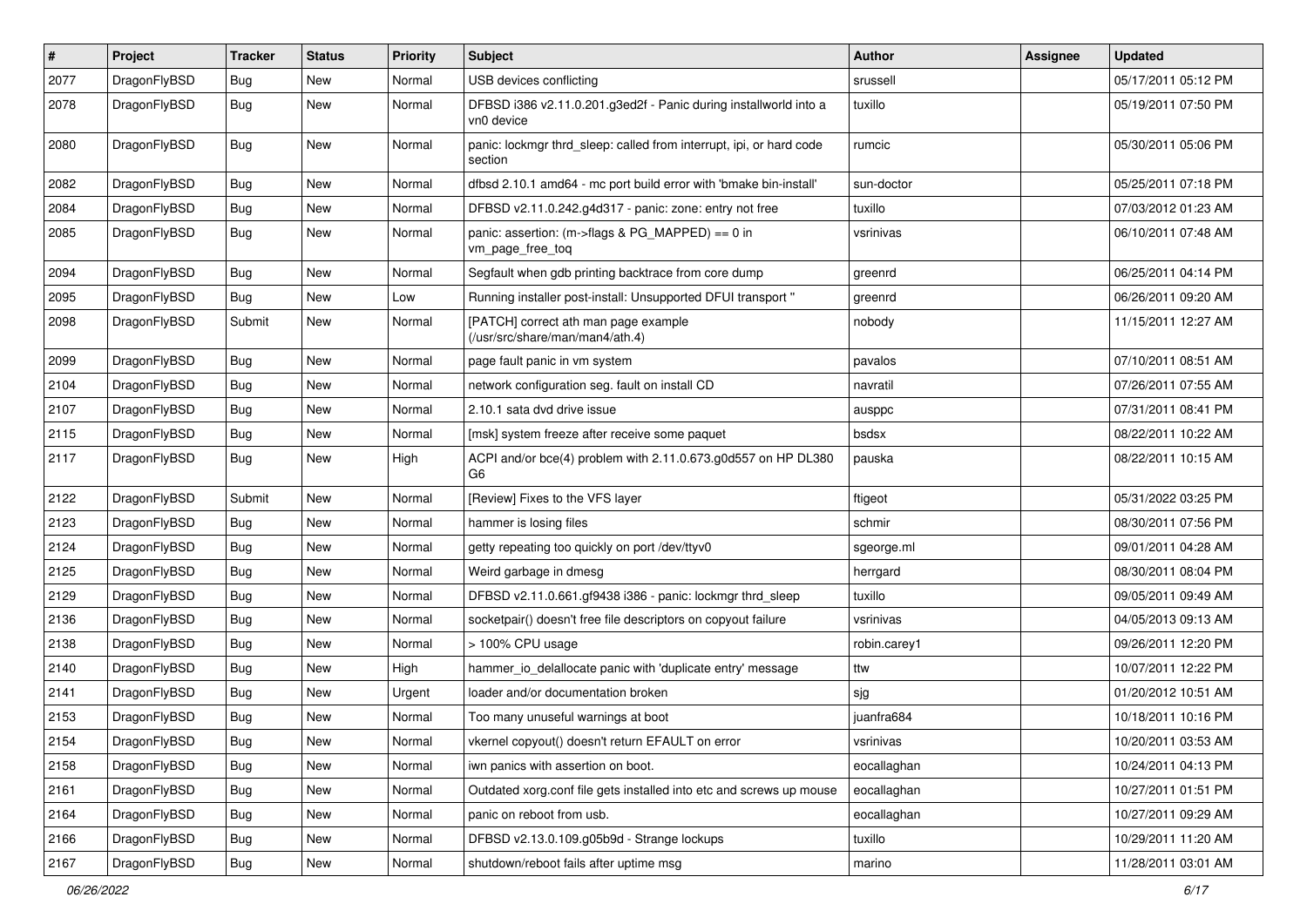| # | Project | Tracker | Status | Priority | Subject | Author | Assignee | Updated |
| --- | --- | --- | --- | --- | --- | --- | --- | --- |
| 2077 | DragonFlyBSD | Bug | New | Normal | USB devices conflicting | srussell | | 05/17/2011 05:12 PM |
| 2078 | DragonFlyBSD | Bug | New | Normal | DFBSD i386 v2.11.0.201.g3ed2f - Panic during installworld into a vn0 device | tuxillo | | 05/19/2011 07:50 PM |
| 2080 | DragonFlyBSD | Bug | New | Normal | panic: lockmgr thrd_sleep: called from interrupt, ipi, or hard code section | rumcic | | 05/30/2011 05:06 PM |
| 2082 | DragonFlyBSD | Bug | New | Normal | dfbsd 2.10.1 amd64 - mc port build error with 'bmake bin-install' | sun-doctor | | 05/25/2011 07:18 PM |
| 2084 | DragonFlyBSD | Bug | New | Normal | DFBSD v2.11.0.242.g4d317 - panic: zone: entry not free | tuxillo | | 07/03/2012 01:23 AM |
| 2085 | DragonFlyBSD | Bug | New | Normal | panic: assertion: (m->flags & PG_MAPPED) == 0 in vm_page_free_toq | vsrinivas | | 06/10/2011 07:48 AM |
| 2094 | DragonFlyBSD | Bug | New | Normal | Segfault when gdb printing backtrace from core dump | greenrd | | 06/25/2011 04:14 PM |
| 2095 | DragonFlyBSD | Bug | New | Low | Running installer post-install: Unsupported DFUI transport " | greenrd | | 06/26/2011 09:20 AM |
| 2098 | DragonFlyBSD | Submit | New | Normal | [PATCH] correct ath man page example (/usr/src/share/man/man4/ath.4) | nobody | | 11/15/2011 12:27 AM |
| 2099 | DragonFlyBSD | Bug | New | Normal | page fault panic in vm system | pavalos | | 07/10/2011 08:51 AM |
| 2104 | DragonFlyBSD | Bug | New | Normal | network configuration seg. fault on install CD | navratil | | 07/26/2011 07:55 AM |
| 2107 | DragonFlyBSD | Bug | New | Normal | 2.10.1 sata dvd drive issue | ausppc | | 07/31/2011 08:41 PM |
| 2115 | DragonFlyBSD | Bug | New | Normal | [msk] system freeze after receive some paquet | bsdsx | | 08/22/2011 10:22 AM |
| 2117 | DragonFlyBSD | Bug | New | High | ACPI and/or bce(4) problem with 2.11.0.673.g0d557 on HP DL380 G6 | pauska | | 08/22/2011 10:15 AM |
| 2122 | DragonFlyBSD | Submit | New | Normal | [Review] Fixes to the VFS layer | ftigeot | | 05/31/2022 03:25 PM |
| 2123 | DragonFlyBSD | Bug | New | Normal | hammer is losing files | schmir | | 08/30/2011 07:56 PM |
| 2124 | DragonFlyBSD | Bug | New | Normal | getty repeating too quickly on port /dev/ttyv0 | sgeorge.ml | | 09/01/2011 04:28 AM |
| 2125 | DragonFlyBSD | Bug | New | Normal | Weird garbage in dmesg | herrgard | | 08/30/2011 08:04 PM |
| 2129 | DragonFlyBSD | Bug | New | Normal | DFBSD v2.11.0.661.gf9438 i386 - panic: lockmgr thrd_sleep | tuxillo | | 09/05/2011 09:49 AM |
| 2136 | DragonFlyBSD | Bug | New | Normal | socketpair() doesn't free file descriptors on copyout failure | vsrinivas | | 04/05/2013 09:13 AM |
| 2138 | DragonFlyBSD | Bug | New | Normal | > 100% CPU usage | robin.carey1 | | 09/26/2011 12:20 PM |
| 2140 | DragonFlyBSD | Bug | New | High | hammer_io_delallocate panic with 'duplicate entry' message | ttw | | 10/07/2011 12:22 PM |
| 2141 | DragonFlyBSD | Bug | New | Urgent | loader and/or documentation broken | sjg | | 01/20/2012 10:51 AM |
| 2153 | DragonFlyBSD | Bug | New | Normal | Too many unuseful warnings at boot | juanfra684 | | 10/18/2011 10:16 PM |
| 2154 | DragonFlyBSD | Bug | New | Normal | vkernel copyout() doesn't return EFAULT on error | vsrinivas | | 10/20/2011 03:53 AM |
| 2158 | DragonFlyBSD | Bug | New | Normal | iwn panics with assertion on boot. | eocallaghan | | 10/24/2011 04:13 PM |
| 2161 | DragonFlyBSD | Bug | New | Normal | Outdated xorg.conf file gets installed into etc and screws up mouse | eocallaghan | | 10/27/2011 01:51 PM |
| 2164 | DragonFlyBSD | Bug | New | Normal | panic on reboot from usb. | eocallaghan | | 10/27/2011 09:29 AM |
| 2166 | DragonFlyBSD | Bug | New | Normal | DFBSD v2.13.0.109.g05b9d - Strange lockups | tuxillo | | 10/29/2011 11:20 AM |
| 2167 | DragonFlyBSD | Bug | New | Normal | shutdown/reboot fails after uptime msg | marino | | 11/28/2011 03:01 AM |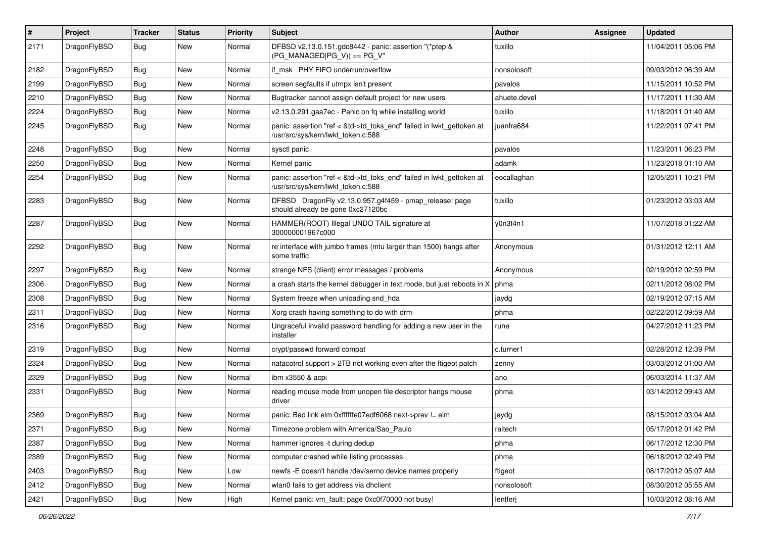| # | Project | Tracker | Status | Priority | Subject | Author | Assignee | Updated |
|---|---|---|---|---|---|---|---|---|
| 2171 | DragonFlyBSD | Bug | New | Normal | DFBSD v2.13.0.151.gdc8442 - panic: assertion "(*ptep & (PG_MANAGED\|PG_V)) == PG_V" | tuxillo | | 11/04/2011 05:06 PM |
| 2182 | DragonFlyBSD | Bug | New | Normal | if_msk PHY FIFO underrun/overflow | nonsolosoft | | 09/03/2012 06:39 AM |
| 2199 | DragonFlyBSD | Bug | New | Normal | screen segfaults if utmpx isn't present | pavalos | | 11/15/2011 10:52 PM |
| 2210 | DragonFlyBSD | Bug | New | Normal | Bugtracker cannot assign default project for new users | ahuete.devel | | 11/17/2011 11:30 AM |
| 2224 | DragonFlyBSD | Bug | New | Normal | v2.13.0.291.gaa7ec - Panic on fq while installing world | tuxillo | | 11/18/2011 01:40 AM |
| 2245 | DragonFlyBSD | Bug | New | Normal | panic: assertion "ref < &td->td_toks_end" failed in lwkt_gettoken at /usr/src/sys/kern/lwkt_token.c:588 | juanfra684 | | 11/22/2011 07:41 PM |
| 2248 | DragonFlyBSD | Bug | New | Normal | sysctl panic | pavalos | | 11/23/2011 06:23 PM |
| 2250 | DragonFlyBSD | Bug | New | Normal | Kernel panic | adamk | | 11/23/2018 01:10 AM |
| 2254 | DragonFlyBSD | Bug | New | Normal | panic: assertion "ref < &td->td_toks_end" failed in lwkt_gettoken at /usr/src/sys/kern/lwkt_token.c:588 | eocallaghan | | 12/05/2011 10:21 PM |
| 2283 | DragonFlyBSD | Bug | New | Normal | DFBSD DragonFly v2.13.0.957.g4f459 - pmap_release: page should already be gone 0xc27120bc | tuxillo | | 01/23/2012 03:03 AM |
| 2287 | DragonFlyBSD | Bug | New | Normal | HAMMER(ROOT) Illegal UNDO TAIL signature at 300000001967c000 | y0n3t4n1 | | 11/07/2018 01:22 AM |
| 2292 | DragonFlyBSD | Bug | New | Normal | re interface with jumbo frames (mtu larger than 1500) hangs after some traffic | Anonymous | | 01/31/2012 12:11 AM |
| 2297 | DragonFlyBSD | Bug | New | Normal | strange NFS (client) error messages / problems | Anonymous | | 02/19/2012 02:59 PM |
| 2306 | DragonFlyBSD | Bug | New | Normal | a crash starts the kernel debugger in text mode, but just reboots in X | phma | | 02/11/2012 08:02 PM |
| 2308 | DragonFlyBSD | Bug | New | Normal | System freeze when unloading snd_hda | jaydg | | 02/19/2012 07:15 AM |
| 2311 | DragonFlyBSD | Bug | New | Normal | Xorg crash having something to do with drm | phma | | 02/22/2012 09:59 AM |
| 2316 | DragonFlyBSD | Bug | New | Normal | Ungraceful invalid password handling for adding a new user in the installer | rune | | 04/27/2012 11:23 PM |
| 2319 | DragonFlyBSD | Bug | New | Normal | crypt/passwd forward compat | c.turner1 | | 02/28/2012 12:39 PM |
| 2324 | DragonFlyBSD | Bug | New | Normal | natacotrol support > 2TB not working even after the ftigeot patch | zenny | | 03/03/2012 01:00 AM |
| 2329 | DragonFlyBSD | Bug | New | Normal | ibm x3550 & acpi | ano | | 06/03/2014 11:37 AM |
| 2331 | DragonFlyBSD | Bug | New | Normal | reading mouse mode from unopen file descriptor hangs mouse driver | phma | | 03/14/2012 09:43 AM |
| 2369 | DragonFlyBSD | Bug | New | Normal | panic: Bad link elm 0xffffffe07edf6068 next->prev != elm | jaydg | | 08/15/2012 03:04 AM |
| 2371 | DragonFlyBSD | Bug | New | Normal | Timezone problem with America/Sao_Paulo | raitech | | 05/17/2012 01:42 PM |
| 2387 | DragonFlyBSD | Bug | New | Normal | hammer ignores -t during dedup | phma | | 06/17/2012 12:30 PM |
| 2389 | DragonFlyBSD | Bug | New | Normal | computer crashed while listing processes | phma | | 06/18/2012 02:49 PM |
| 2403 | DragonFlyBSD | Bug | New | Low | newfs -E doesn't handle /dev/serno device names properly | ftigeot | | 08/17/2012 05:07 AM |
| 2412 | DragonFlyBSD | Bug | New | Normal | wlan0 fails to get address via dhclient | nonsolosoft | | 08/30/2012 05:55 AM |
| 2421 | DragonFlyBSD | Bug | New | High | Kernel panic: vm_fault: page 0xc0f70000 not busy! | lentferj | | 10/03/2012 08:16 AM |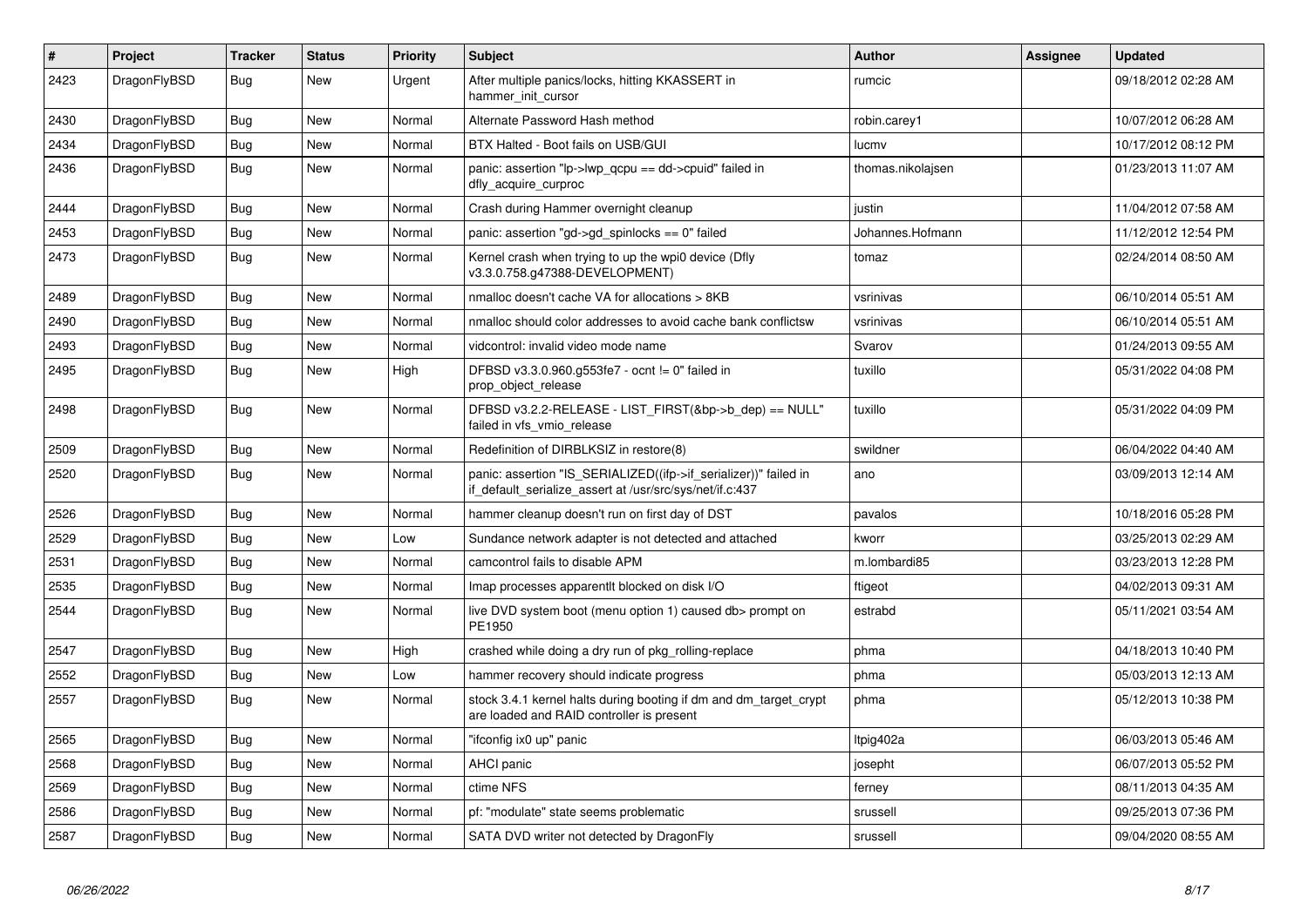| # | Project | Tracker | Status | Priority | Subject | Author | Assignee | Updated |
|---|---|---|---|---|---|---|---|---|
| 2423 | DragonFlyBSD | Bug | New | Urgent | After multiple panics/locks, hitting KKASSERT in hammer_init_cursor | rumcic | | 09/18/2012 02:28 AM |
| 2430 | DragonFlyBSD | Bug | New | Normal | Alternate Password Hash method | robin.carey1 | | 10/07/2012 06:28 AM |
| 2434 | DragonFlyBSD | Bug | New | Normal | BTX Halted - Boot fails on USB/GUI | lucmv | | 10/17/2012 08:12 PM |
| 2436 | DragonFlyBSD | Bug | New | Normal | panic: assertion "lp->lwp_qcpu == dd->cpuid" failed in dfly_acquire_curproc | thomas.nikolajsen | | 01/23/2013 11:07 AM |
| 2444 | DragonFlyBSD | Bug | New | Normal | Crash during Hammer overnight cleanup | justin | | 11/04/2012 07:58 AM |
| 2453 | DragonFlyBSD | Bug | New | Normal | panic: assertion "gd->gd_spinlocks == 0" failed | Johannes.Hofmann | | 11/12/2012 12:54 PM |
| 2473 | DragonFlyBSD | Bug | New | Normal | Kernel crash when trying to up the wpi0 device (Dfly v3.3.0.758.g47388-DEVELOPMENT) | tomaz | | 02/24/2014 08:50 AM |
| 2489 | DragonFlyBSD | Bug | New | Normal | nmalloc doesn't cache VA for allocations > 8KB | vsrinivas | | 06/10/2014 05:51 AM |
| 2490 | DragonFlyBSD | Bug | New | Normal | nmalloc should color addresses to avoid cache bank conflictsw | vsrinivas | | 06/10/2014 05:51 AM |
| 2493 | DragonFlyBSD | Bug | New | Normal | vidcontrol: invalid video mode name | Svarov | | 01/24/2013 09:55 AM |
| 2495 | DragonFlyBSD | Bug | New | High | DFBSD v3.3.0.960.g553fe7 - ocnt != 0" failed in prop_object_release | tuxillo | | 05/31/2022 04:08 PM |
| 2498 | DragonFlyBSD | Bug | New | Normal | DFBSD v3.2.2-RELEASE - LIST_FIRST(&bp->b_dep) == NULL" failed in vfs_vmio_release | tuxillo | | 05/31/2022 04:09 PM |
| 2509 | DragonFlyBSD | Bug | New | Normal | Redefinition of DIRBLKSIZ in restore(8) | swildner | | 06/04/2022 04:40 AM |
| 2520 | DragonFlyBSD | Bug | New | Normal | panic: assertion "IS_SERIALIZED((ifp->if_serializer))" failed in if_default_serialize_assert at /usr/src/sys/net/if.c:437 | ano | | 03/09/2013 12:14 AM |
| 2526 | DragonFlyBSD | Bug | New | Normal | hammer cleanup doesn't run on first day of DST | pavalos | | 10/18/2016 05:28 PM |
| 2529 | DragonFlyBSD | Bug | New | Low | Sundance network adapter is not detected and attached | kworr | | 03/25/2013 02:29 AM |
| 2531 | DragonFlyBSD | Bug | New | Normal | camcontrol fails to disable APM | m.lombardi85 | | 03/23/2013 12:28 PM |
| 2535 | DragonFlyBSD | Bug | New | Normal | Imap processes apparentlt blocked on disk I/O | ftigeot | | 04/02/2013 09:31 AM |
| 2544 | DragonFlyBSD | Bug | New | Normal | live DVD system boot (menu option 1) caused db> prompt on PE1950 | estrabd | | 05/11/2021 03:54 AM |
| 2547 | DragonFlyBSD | Bug | New | High | crashed while doing a dry run of pkg_rolling-replace | phma | | 04/18/2013 10:40 PM |
| 2552 | DragonFlyBSD | Bug | New | Low | hammer recovery should indicate progress | phma | | 05/03/2013 12:13 AM |
| 2557 | DragonFlyBSD | Bug | New | Normal | stock 3.4.1 kernel halts during booting if dm and dm_target_crypt are loaded and RAID controller is present | phma | | 05/12/2013 10:38 PM |
| 2565 | DragonFlyBSD | Bug | New | Normal | "ifconfig ix0 up" panic | Itpig402a | | 06/03/2013 05:46 AM |
| 2568 | DragonFlyBSD | Bug | New | Normal | AHCI panic | josepht | | 06/07/2013 05:52 PM |
| 2569 | DragonFlyBSD | Bug | New | Normal | ctime NFS | ferney | | 08/11/2013 04:35 AM |
| 2586 | DragonFlyBSD | Bug | New | Normal | pf: "modulate" state seems problematic | srussell | | 09/25/2013 07:36 PM |
| 2587 | DragonFlyBSD | Bug | New | Normal | SATA DVD writer not detected by DragonFly | srussell | | 09/04/2020 08:55 AM |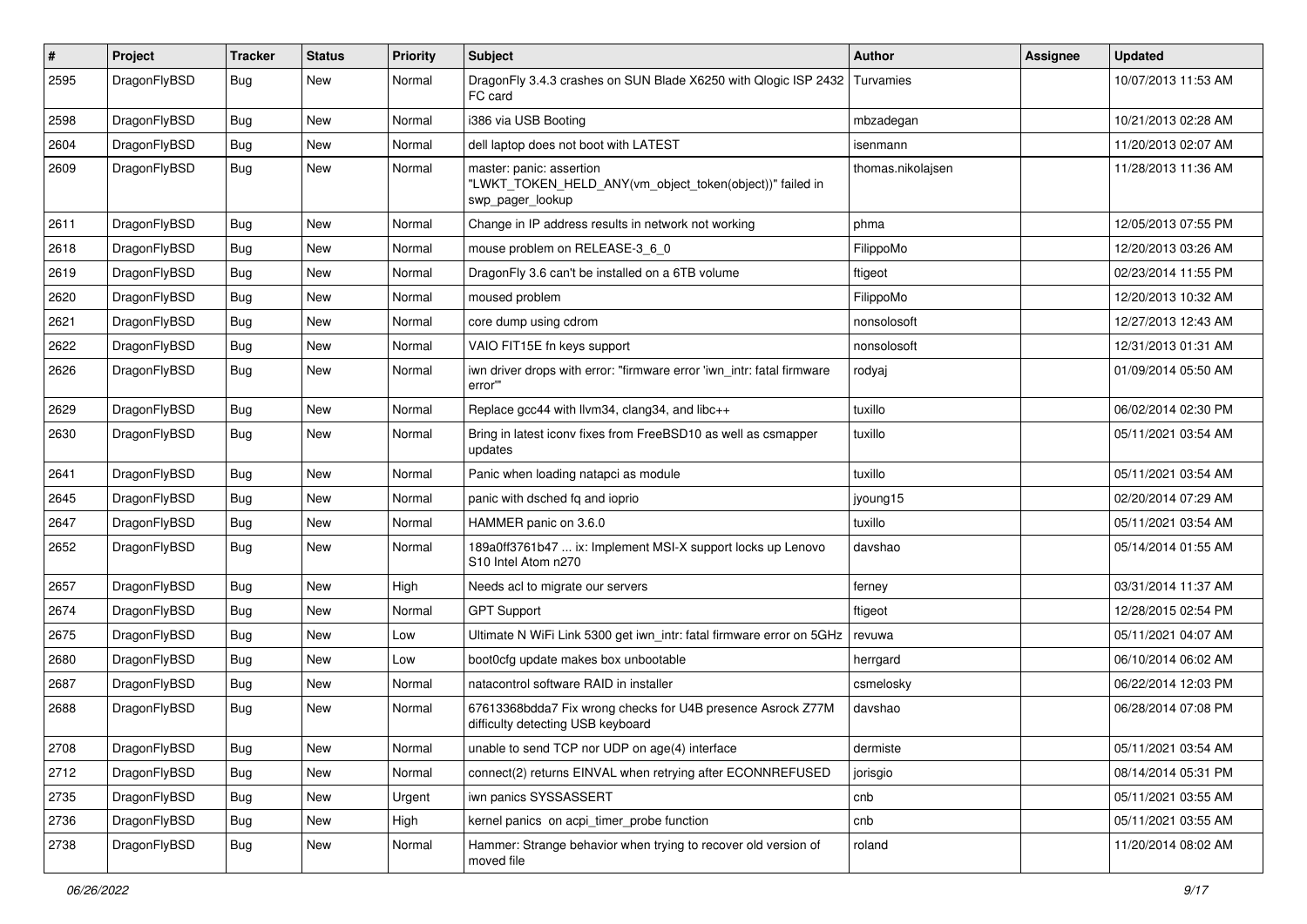| # | Project | Tracker | Status | Priority | Subject | Author | Assignee | Updated |
| --- | --- | --- | --- | --- | --- | --- | --- | --- |
| 2595 | DragonFlyBSD | Bug | New | Normal | DragonFly 3.4.3 crashes on SUN Blade X6250 with Qlogic ISP 2432 FC card | Turvamies | | 10/07/2013 11:53 AM |
| 2598 | DragonFlyBSD | Bug | New | Normal | i386 via USB Booting | mbzadegan | | 10/21/2013 02:28 AM |
| 2604 | DragonFlyBSD | Bug | New | Normal | dell laptop does not boot with LATEST | isenmann | | 11/20/2013 02:07 AM |
| 2609 | DragonFlyBSD | Bug | New | Normal | master: panic: assertion "LWKT_TOKEN_HELD_ANY(vm_object_token(object))" failed in swp_pager_lookup | thomas.nikolajsen | | 11/28/2013 11:36 AM |
| 2611 | DragonFlyBSD | Bug | New | Normal | Change in IP address results in network not working | phma | | 12/05/2013 07:55 PM |
| 2618 | DragonFlyBSD | Bug | New | Normal | mouse problem on RELEASE-3_6_0 | FilippoMo | | 12/20/2013 03:26 AM |
| 2619 | DragonFlyBSD | Bug | New | Normal | DragonFly 3.6 can't be installed on a 6TB volume | ftigeot | | 02/23/2014 11:55 PM |
| 2620 | DragonFlyBSD | Bug | New | Normal | moused problem | FilippoMo | | 12/20/2013 10:32 AM |
| 2621 | DragonFlyBSD | Bug | New | Normal | core dump using cdrom | nonsolosoft | | 12/27/2013 12:43 AM |
| 2622 | DragonFlyBSD | Bug | New | Normal | VAIO FIT15E fn keys support | nonsolosoft | | 12/31/2013 01:31 AM |
| 2626 | DragonFlyBSD | Bug | New | Normal | iwn driver drops with error: "firmware error 'iwn_intr: fatal firmware error'" | rodyaj | | 01/09/2014 05:50 AM |
| 2629 | DragonFlyBSD | Bug | New | Normal | Replace gcc44 with llvm34, clang34, and libc++ | tuxillo | | 06/02/2014 02:30 PM |
| 2630 | DragonFlyBSD | Bug | New | Normal | Bring in latest iconv fixes from FreeBSD10 as well as csmapper updates | tuxillo | | 05/11/2021 03:54 AM |
| 2641 | DragonFlyBSD | Bug | New | Normal | Panic when loading natapci as module | tuxillo | | 05/11/2021 03:54 AM |
| 2645 | DragonFlyBSD | Bug | New | Normal | panic with dsched fq and ioprio | jyoung15 | | 02/20/2014 07:29 AM |
| 2647 | DragonFlyBSD | Bug | New | Normal | HAMMER panic on 3.6.0 | tuxillo | | 05/11/2021 03:54 AM |
| 2652 | DragonFlyBSD | Bug | New | Normal | 189a0ff3761b47 ... ix: Implement MSI-X support locks up Lenovo S10 Intel Atom n270 | davshao | | 05/14/2014 01:55 AM |
| 2657 | DragonFlyBSD | Bug | New | High | Needs acl to migrate our servers | ferney | | 03/31/2014 11:37 AM |
| 2674 | DragonFlyBSD | Bug | New | Normal | GPT Support | ftigeot | | 12/28/2015 02:54 PM |
| 2675 | DragonFlyBSD | Bug | New | Low | Ultimate N WiFi Link 5300 get iwn_intr: fatal firmware error on 5GHz | revuwa | | 05/11/2021 04:07 AM |
| 2680 | DragonFlyBSD | Bug | New | Low | boot0cfg update makes box unbootable | herrgard | | 06/10/2014 06:02 AM |
| 2687 | DragonFlyBSD | Bug | New | Normal | natacontrol software RAID in installer | csmelosky | | 06/22/2014 12:03 PM |
| 2688 | DragonFlyBSD | Bug | New | Normal | 67613368bdda7 Fix wrong checks for U4B presence Asrock Z77M difficulty detecting USB keyboard | davshao | | 06/28/2014 07:08 PM |
| 2708 | DragonFlyBSD | Bug | New | Normal | unable to send TCP nor UDP on age(4) interface | dermiste | | 05/11/2021 03:54 AM |
| 2712 | DragonFlyBSD | Bug | New | Normal | connect(2) returns EINVAL when retrying after ECONNREFUSED | jorisgio | | 08/14/2014 05:31 PM |
| 2735 | DragonFlyBSD | Bug | New | Urgent | iwn panics SYSSASSERT | cnb | | 05/11/2021 03:55 AM |
| 2736 | DragonFlyBSD | Bug | New | High | kernel panics on acpi_timer_probe function | cnb | | 05/11/2021 03:55 AM |
| 2738 | DragonFlyBSD | Bug | New | Normal | Hammer: Strange behavior when trying to recover old version of moved file | roland | | 11/20/2014 08:02 AM |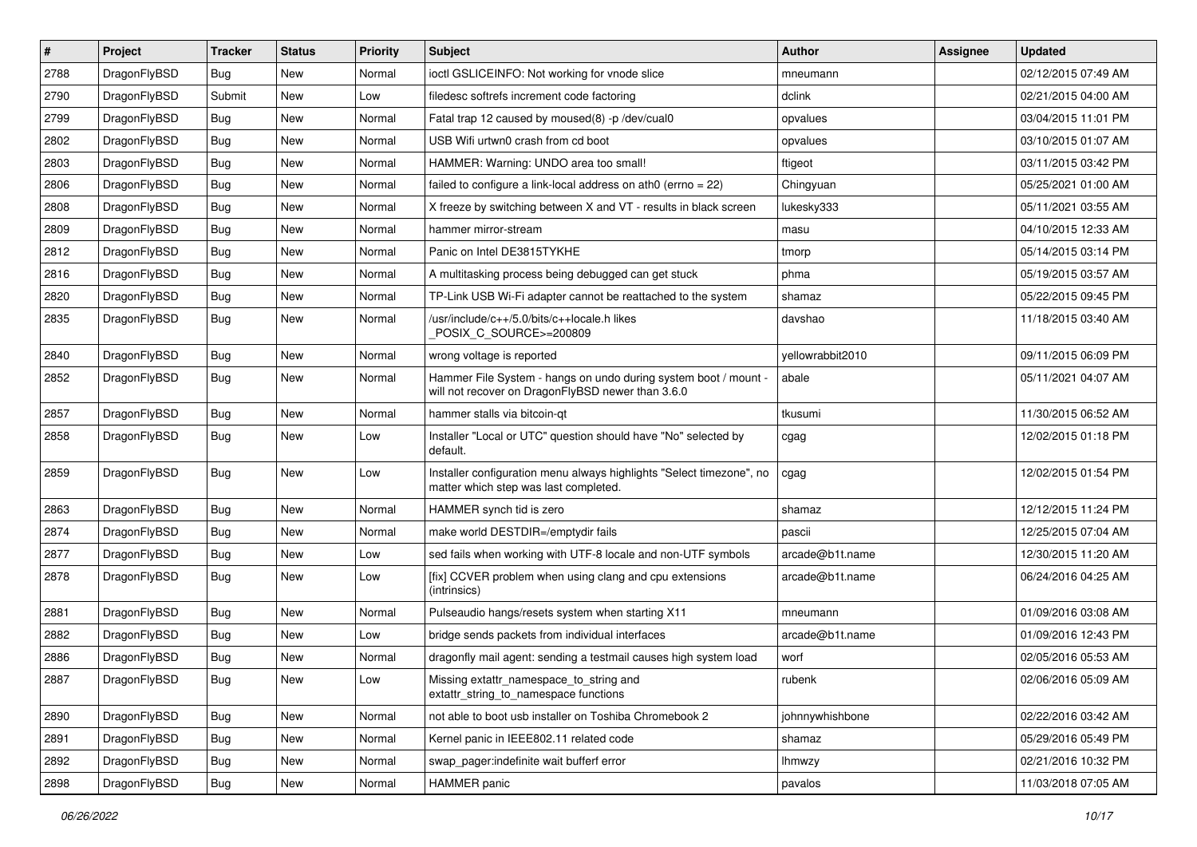| # | Project | Tracker | Status | Priority | Subject | Author | Assignee | Updated |
|---|---|---|---|---|---|---|---|---|
| 2788 | DragonFlyBSD | Bug | New | Normal | ioctl GSLICEINFO: Not working for vnode slice | mneumann | | 02/12/2015 07:49 AM |
| 2790 | DragonFlyBSD | Submit | New | Low | filedesc softrefs increment code factoring | dclink | | 02/21/2015 04:00 AM |
| 2799 | DragonFlyBSD | Bug | New | Normal | Fatal trap 12 caused by moused(8) -p /dev/cual0 | opvalues | | 03/04/2015 11:01 PM |
| 2802 | DragonFlyBSD | Bug | New | Normal | USB Wifi urtwn0 crash from cd boot | opvalues | | 03/10/2015 01:07 AM |
| 2803 | DragonFlyBSD | Bug | New | Normal | HAMMER: Warning: UNDO area too small! | ftigeot | | 03/11/2015 03:42 PM |
| 2806 | DragonFlyBSD | Bug | New | Normal | failed to configure a link-local address on ath0 (errno = 22) | Chingyuan | | 05/25/2021 01:00 AM |
| 2808 | DragonFlyBSD | Bug | New | Normal | X freeze by switching between X and VT - results in black screen | lukesky333 | | 05/11/2021 03:55 AM |
| 2809 | DragonFlyBSD | Bug | New | Normal | hammer mirror-stream | masu | | 04/10/2015 12:33 AM |
| 2812 | DragonFlyBSD | Bug | New | Normal | Panic on Intel DE3815TYKHE | tmorp | | 05/14/2015 03:14 PM |
| 2816 | DragonFlyBSD | Bug | New | Normal | A multitasking process being debugged can get stuck | phma | | 05/19/2015 03:57 AM |
| 2820 | DragonFlyBSD | Bug | New | Normal | TP-Link USB Wi-Fi adapter cannot be reattached to the system | shamaz | | 05/22/2015 09:45 PM |
| 2835 | DragonFlyBSD | Bug | New | Normal | /usr/include/c++/5.0/bits/c++locale.h likes _POSIX_C_SOURCE>=200809 | davshao | | 11/18/2015 03:40 AM |
| 2840 | DragonFlyBSD | Bug | New | Normal | wrong voltage is reported | yellowrabbit2010 | | 09/11/2015 06:09 PM |
| 2852 | DragonFlyBSD | Bug | New | Normal | Hammer File System - hangs on undo during system boot / mount - will not recover on DragonFlyBSD newer than 3.6.0 | abale | | 05/11/2021 04:07 AM |
| 2857 | DragonFlyBSD | Bug | New | Normal | hammer stalls via bitcoin-qt | tkusumi | | 11/30/2015 06:52 AM |
| 2858 | DragonFlyBSD | Bug | New | Low | Installer "Local or UTC" question should have "No" selected by default. | cgag | | 12/02/2015 01:18 PM |
| 2859 | DragonFlyBSD | Bug | New | Low | Installer configuration menu always highlights "Select timezone", no matter which step was last completed. | cgag | | 12/02/2015 01:54 PM |
| 2863 | DragonFlyBSD | Bug | New | Normal | HAMMER synch tid is zero | shamaz | | 12/12/2015 11:24 PM |
| 2874 | DragonFlyBSD | Bug | New | Normal | make world DESTDIR=/emptydir fails | pascii | | 12/25/2015 07:04 AM |
| 2877 | DragonFlyBSD | Bug | New | Low | sed fails when working with UTF-8 locale and non-UTF symbols | arcade@b1t.name | | 12/30/2015 11:20 AM |
| 2878 | DragonFlyBSD | Bug | New | Low | [fix] CCVER problem when using clang and cpu extensions (intrinsics) | arcade@b1t.name | | 06/24/2016 04:25 AM |
| 2881 | DragonFlyBSD | Bug | New | Normal | Pulseaudio hangs/resets system when starting X11 | mneumann | | 01/09/2016 03:08 AM |
| 2882 | DragonFlyBSD | Bug | New | Low | bridge sends packets from individual interfaces | arcade@b1t.name | | 01/09/2016 12:43 PM |
| 2886 | DragonFlyBSD | Bug | New | Normal | dragonfly mail agent: sending a testmail causes high system load | worf | | 02/05/2016 05:53 AM |
| 2887 | DragonFlyBSD | Bug | New | Low | Missing extattr_namespace_to_string and extattr_string_to_namespace functions | rubenk | | 02/06/2016 05:09 AM |
| 2890 | DragonFlyBSD | Bug | New | Normal | not able to boot usb installer on Toshiba Chromebook 2 | johnnywhishbone | | 02/22/2016 03:42 AM |
| 2891 | DragonFlyBSD | Bug | New | Normal | Kernel panic in IEEE802.11 related code | shamaz | | 05/29/2016 05:49 PM |
| 2892 | DragonFlyBSD | Bug | New | Normal | swap_pager:indefinite wait bufferf error | lhmwzy | | 02/21/2016 10:32 PM |
| 2898 | DragonFlyBSD | Bug | New | Normal | HAMMER panic | pavalos | | 11/03/2018 07:05 AM |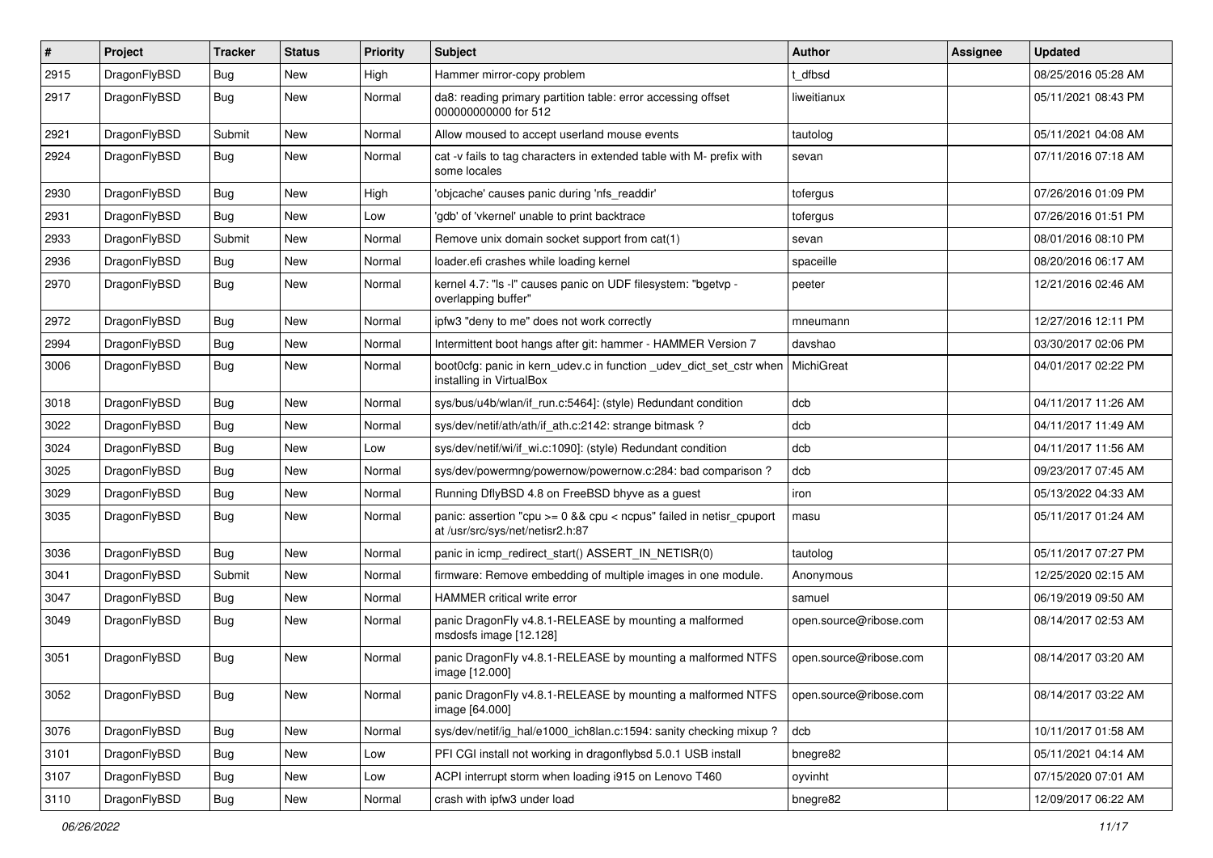| # | Project | Tracker | Status | Priority | Subject | Author | Assignee | Updated |
|---|---|---|---|---|---|---|---|---|
| 2915 | DragonFlyBSD | Bug | New | High | Hammer mirror-copy problem | t_dfbsd | | 08/25/2016 05:28 AM |
| 2917 | DragonFlyBSD | Bug | New | Normal | da8: reading primary partition table: error accessing offset 000000000000 for 512 | liweitianux | | 05/11/2021 08:43 PM |
| 2921 | DragonFlyBSD | Submit | New | Normal | Allow moused to accept userland mouse events | tautolog | | 05/11/2021 04:08 AM |
| 2924 | DragonFlyBSD | Bug | New | Normal | cat -v fails to tag characters in extended table with M- prefix with some locales | sevan | | 07/11/2016 07:18 AM |
| 2930 | DragonFlyBSD | Bug | New | High | 'objcache' causes panic during 'nfs_readdir' | tofergus | | 07/26/2016 01:09 PM |
| 2931 | DragonFlyBSD | Bug | New | Low | 'gdb' of 'vkernel' unable to print backtrace | tofergus | | 07/26/2016 01:51 PM |
| 2933 | DragonFlyBSD | Submit | New | Normal | Remove unix domain socket support from cat(1) | sevan | | 08/01/2016 08:10 PM |
| 2936 | DragonFlyBSD | Bug | New | Normal | loader.efi crashes while loading kernel | spaceille | | 08/20/2016 06:17 AM |
| 2970 | DragonFlyBSD | Bug | New | Normal | kernel 4.7: "ls -l" causes panic on UDF filesystem: "bgetvp - overlapping buffer" | peeter | | 12/21/2016 02:46 AM |
| 2972 | DragonFlyBSD | Bug | New | Normal | ipfw3 "deny to me" does not work correctly | mneumann | | 12/27/2016 12:11 PM |
| 2994 | DragonFlyBSD | Bug | New | Normal | Intermittent boot hangs after git: hammer - HAMMER Version 7 | davshao | | 03/30/2017 02:06 PM |
| 3006 | DragonFlyBSD | Bug | New | Normal | boot0cfg: panic in kern_udev.c in function _udev_dict_set_cstr when installing in VirtualBox | MichiGreat | | 04/01/2017 02:22 PM |
| 3018 | DragonFlyBSD | Bug | New | Normal | sys/bus/u4b/wlan/if_run.c:5464]: (style) Redundant condition | dcb | | 04/11/2017 11:26 AM |
| 3022 | DragonFlyBSD | Bug | New | Normal | sys/dev/netif/ath/ath/if_ath.c:2142: strange bitmask ? | dcb | | 04/11/2017 11:49 AM |
| 3024 | DragonFlyBSD | Bug | New | Low | sys/dev/netif/wi/if_wi.c:1090]: (style) Redundant condition | dcb | | 04/11/2017 11:56 AM |
| 3025 | DragonFlyBSD | Bug | New | Normal | sys/dev/powermng/powernow/powernow.c:284: bad comparison ? | dcb | | 09/23/2017 07:45 AM |
| 3029 | DragonFlyBSD | Bug | New | Normal | Running DflyBSD 4.8 on FreeBSD bhyve as a guest | iron | | 05/13/2022 04:33 AM |
| 3035 | DragonFlyBSD | Bug | New | Normal | panic: assertion "cpu >= 0 && cpu < ncpus" failed in netisr_cpuport at /usr/src/sys/net/netisr2.h:87 | masu | | 05/11/2017 01:24 AM |
| 3036 | DragonFlyBSD | Bug | New | Normal | panic in icmp_redirect_start() ASSERT_IN_NETISR(0) | tautolog | | 05/11/2017 07:27 PM |
| 3041 | DragonFlyBSD | Submit | New | Normal | firmware: Remove embedding of multiple images in one module. | Anonymous | | 12/25/2020 02:15 AM |
| 3047 | DragonFlyBSD | Bug | New | Normal | HAMMER critical write error | samuel | | 06/19/2019 09:50 AM |
| 3049 | DragonFlyBSD | Bug | New | Normal | panic DragonFly v4.8.1-RELEASE by mounting a malformed msdosfs image [12.128] | open.source@ribose.com | | 08/14/2017 02:53 AM |
| 3051 | DragonFlyBSD | Bug | New | Normal | panic DragonFly v4.8.1-RELEASE by mounting a malformed NTFS image [12.000] | open.source@ribose.com | | 08/14/2017 03:20 AM |
| 3052 | DragonFlyBSD | Bug | New | Normal | panic DragonFly v4.8.1-RELEASE by mounting a malformed NTFS image [64.000] | open.source@ribose.com | | 08/14/2017 03:22 AM |
| 3076 | DragonFlyBSD | Bug | New | Normal | sys/dev/netif/ig_hal/e1000_ich8lan.c:1594: sanity checking mixup ? | dcb | | 10/11/2017 01:58 AM |
| 3101 | DragonFlyBSD | Bug | New | Low | PFI CGI install not working in dragonflybsd 5.0.1 USB install | bnegre82 | | 05/11/2021 04:14 AM |
| 3107 | DragonFlyBSD | Bug | New | Low | ACPI interrupt storm when loading i915 on Lenovo T460 | oyvinht | | 07/15/2020 07:01 AM |
| 3110 | DragonFlyBSD | Bug | New | Normal | crash with ipfw3 under load | bnegre82 | | 12/09/2017 06:22 AM |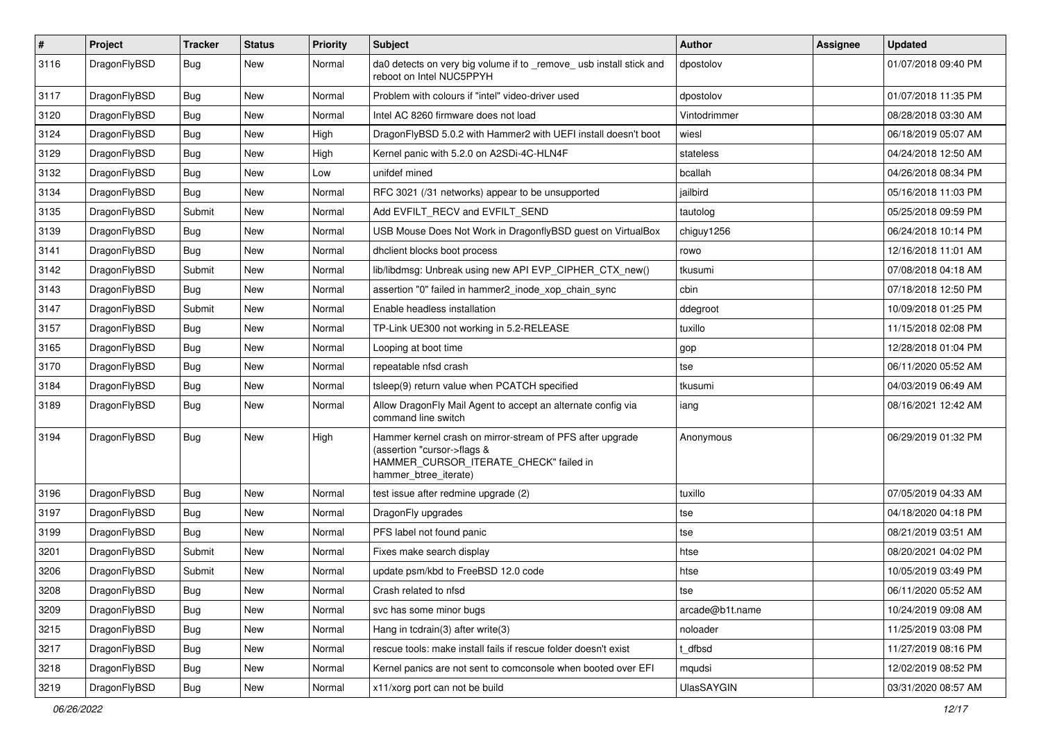| # | Project | Tracker | Status | Priority | Subject | Author | Assignee | Updated |
|---|---|---|---|---|---|---|---|---|
| 3116 | DragonFlyBSD | Bug | New | Normal | da0 detects on very big volume if to _remove_ usb install stick and reboot on Intel NUC5PPYH | dpostolov | | 01/07/2018 09:40 PM |
| 3117 | DragonFlyBSD | Bug | New | Normal | Problem with colours if "intel" video-driver used | dpostolov | | 01/07/2018 11:35 PM |
| 3120 | DragonFlyBSD | Bug | New | Normal | Intel AC 8260 firmware does not load | Vintodrimmer | | 08/28/2018 03:30 AM |
| 3124 | DragonFlyBSD | Bug | New | High | DragonFlyBSD 5.0.2 with Hammer2 with UEFI install doesn't boot | wiesl | | 06/18/2019 05:07 AM |
| 3129 | DragonFlyBSD | Bug | New | High | Kernel panic with 5.2.0 on A2SDi-4C-HLN4F | stateless | | 04/24/2018 12:50 AM |
| 3132 | DragonFlyBSD | Bug | New | Low | unifdef mined | bcallah | | 04/26/2018 08:34 PM |
| 3134 | DragonFlyBSD | Bug | New | Normal | RFC 3021 (/31 networks) appear to be unsupported | jailbird | | 05/16/2018 11:03 PM |
| 3135 | DragonFlyBSD | Submit | New | Normal | Add EVFILT_RECV and EVFILT_SEND | tautolog | | 05/25/2018 09:59 PM |
| 3139 | DragonFlyBSD | Bug | New | Normal | USB Mouse Does Not Work in DragonflyBSD guest on VirtualBox | chiguy1256 | | 06/24/2018 10:14 PM |
| 3141 | DragonFlyBSD | Bug | New | Normal | dhclient blocks boot process | rowo | | 12/16/2018 11:01 AM |
| 3142 | DragonFlyBSD | Submit | New | Normal | lib/libdmsg: Unbreak using new API EVP_CIPHER_CTX_new() | tkusumi | | 07/08/2018 04:18 AM |
| 3143 | DragonFlyBSD | Bug | New | Normal | assertion "0" failed in hammer2_inode_xop_chain_sync | cbin | | 07/18/2018 12:50 PM |
| 3147 | DragonFlyBSD | Submit | New | Normal | Enable headless installation | ddegroot | | 10/09/2018 01:25 PM |
| 3157 | DragonFlyBSD | Bug | New | Normal | TP-Link UE300 not working in 5.2-RELEASE | tuxillo | | 11/15/2018 02:08 PM |
| 3165 | DragonFlyBSD | Bug | New | Normal | Looping at boot time | gop | | 12/28/2018 01:04 PM |
| 3170 | DragonFlyBSD | Bug | New | Normal | repeatable nfsd crash | tse | | 06/11/2020 05:52 AM |
| 3184 | DragonFlyBSD | Bug | New | Normal | tsleep(9) return value when PCATCH specified | tkusumi | | 04/03/2019 06:49 AM |
| 3189 | DragonFlyBSD | Bug | New | Normal | Allow DragonFly Mail Agent to accept an alternate config via command line switch | iang | | 08/16/2021 12:42 AM |
| 3194 | DragonFlyBSD | Bug | New | High | Hammer kernel crash on mirror-stream of PFS after upgrade (assertion "cursor->flags & HAMMER_CURSOR_ITERATE_CHECK" failed in hammer_btree_iterate) | Anonymous | | 06/29/2019 01:32 PM |
| 3196 | DragonFlyBSD | Bug | New | Normal | test issue after redmine upgrade (2) | tuxillo | | 07/05/2019 04:33 AM |
| 3197 | DragonFlyBSD | Bug | New | Normal | DragonFly upgrades | tse | | 04/18/2020 04:18 PM |
| 3199 | DragonFlyBSD | Bug | New | Normal | PFS label not found panic | tse | | 08/21/2019 03:51 AM |
| 3201 | DragonFlyBSD | Submit | New | Normal | Fixes make search display | htse | | 08/20/2021 04:02 PM |
| 3206 | DragonFlyBSD | Submit | New | Normal | update psm/kbd to FreeBSD 12.0 code | htse | | 10/05/2019 03:49 PM |
| 3208 | DragonFlyBSD | Bug | New | Normal | Crash related to nfsd | tse | | 06/11/2020 05:52 AM |
| 3209 | DragonFlyBSD | Bug | New | Normal | svc has some minor bugs | arcade@b1t.name | | 10/24/2019 09:08 AM |
| 3215 | DragonFlyBSD | Bug | New | Normal | Hang in tcdrain(3) after write(3) | noloader | | 11/25/2019 03:08 PM |
| 3217 | DragonFlyBSD | Bug | New | Normal | rescue tools: make install fails if rescue folder doesn't exist | t_dfbsd | | 11/27/2019 08:16 PM |
| 3218 | DragonFlyBSD | Bug | New | Normal | Kernel panics are not sent to comconsole when booted over EFI | mqudsi | | 12/02/2019 08:52 PM |
| 3219 | DragonFlyBSD | Bug | New | Normal | x11/xorg port can not be build | UlasSAYGIN | | 03/31/2020 08:57 AM |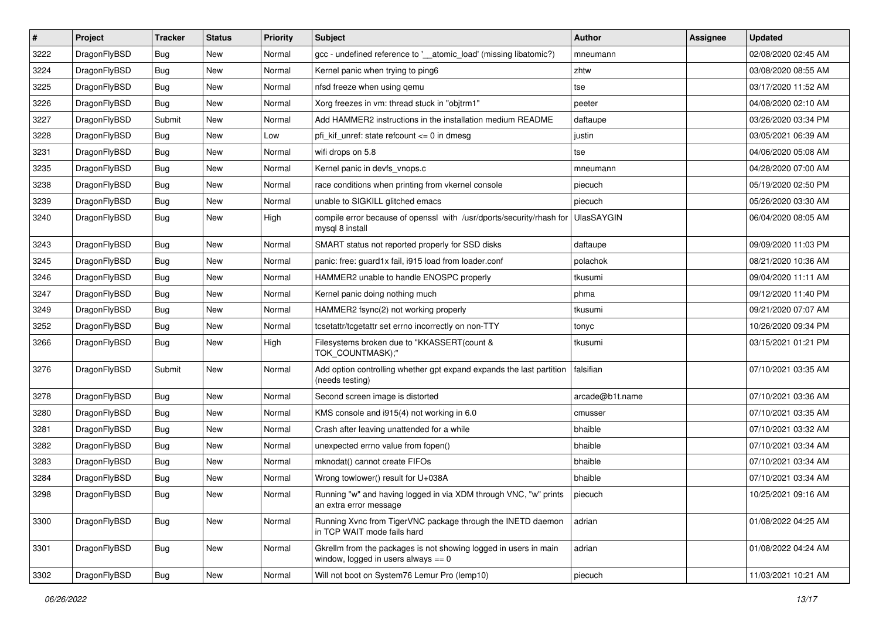| # | Project | Tracker | Status | Priority | Subject | Author | Assignee | Updated |
|---|---|---|---|---|---|---|---|---|
| 3222 | DragonFlyBSD | Bug | New | Normal | gcc - undefined reference to '__atomic_load' (missing libatomic?) | mneumann | | 02/08/2020 02:45 AM |
| 3224 | DragonFlyBSD | Bug | New | Normal | Kernel panic when trying to ping6 | zhtw | | 03/08/2020 08:55 AM |
| 3225 | DragonFlyBSD | Bug | New | Normal | nfsd freeze when using qemu | tse | | 03/17/2020 11:52 AM |
| 3226 | DragonFlyBSD | Bug | New | Normal | Xorg freezes in vm: thread stuck in "objtrm1" | peeter | | 04/08/2020 02:10 AM |
| 3227 | DragonFlyBSD | Submit | New | Normal | Add HAMMER2 instructions in the installation medium README | daftaupe | | 03/26/2020 03:34 PM |
| 3228 | DragonFlyBSD | Bug | New | Low | pfi_kif_unref: state refcount <= 0 in dmesg | justin | | 03/05/2021 06:39 AM |
| 3231 | DragonFlyBSD | Bug | New | Normal | wifi drops on 5.8 | tse | | 04/06/2020 05:08 AM |
| 3235 | DragonFlyBSD | Bug | New | Normal | Kernel panic in devfs_vnops.c | mneumann | | 04/28/2020 07:00 AM |
| 3238 | DragonFlyBSD | Bug | New | Normal | race conditions when printing from vkernel console | piecuch | | 05/19/2020 02:50 PM |
| 3239 | DragonFlyBSD | Bug | New | Normal | unable to SIGKILL glitched emacs | piecuch | | 05/26/2020 03:30 AM |
| 3240 | DragonFlyBSD | Bug | New | High | compile error because of openssl with /usr/dports/security/rhash for mysql 8 install | UlasSAYGIN | | 06/04/2020 08:05 AM |
| 3243 | DragonFlyBSD | Bug | New | Normal | SMART status not reported properly for SSD disks | daftaupe | | 09/09/2020 11:03 PM |
| 3245 | DragonFlyBSD | Bug | New | Normal | panic: free: guard1x fail, i915 load from loader.conf | polachok | | 08/21/2020 10:36 AM |
| 3246 | DragonFlyBSD | Bug | New | Normal | HAMMER2 unable to handle ENOSPC properly | tkusumi | | 09/04/2020 11:11 AM |
| 3247 | DragonFlyBSD | Bug | New | Normal | Kernel panic doing nothing much | phma | | 09/12/2020 11:40 PM |
| 3249 | DragonFlyBSD | Bug | New | Normal | HAMMER2 fsync(2) not working properly | tkusumi | | 09/21/2020 07:07 AM |
| 3252 | DragonFlyBSD | Bug | New | Normal | tcsetattr/tcgetattr set errno incorrectly on non-TTY | tonyc | | 10/26/2020 09:34 PM |
| 3266 | DragonFlyBSD | Bug | New | High | Filesystems broken due to "KKASSERT(count & TOK_COUNTMASK);" | tkusumi | | 03/15/2021 01:21 PM |
| 3276 | DragonFlyBSD | Submit | New | Normal | Add option controlling whether gpt expand expands the last partition (needs testing) | falsifian | | 07/10/2021 03:35 AM |
| 3278 | DragonFlyBSD | Bug | New | Normal | Second screen image is distorted | arcade@b1t.name | | 07/10/2021 03:36 AM |
| 3280 | DragonFlyBSD | Bug | New | Normal | KMS console and i915(4) not working in 6.0 | cmusser | | 07/10/2021 03:35 AM |
| 3281 | DragonFlyBSD | Bug | New | Normal | Crash after leaving unattended for a while | bhaible | | 07/10/2021 03:32 AM |
| 3282 | DragonFlyBSD | Bug | New | Normal | unexpected errno value from fopen() | bhaible | | 07/10/2021 03:34 AM |
| 3283 | DragonFlyBSD | Bug | New | Normal | mknodat() cannot create FIFOs | bhaible | | 07/10/2021 03:34 AM |
| 3284 | DragonFlyBSD | Bug | New | Normal | Wrong towlower() result for U+038A | bhaible | | 07/10/2021 03:34 AM |
| 3298 | DragonFlyBSD | Bug | New | Normal | Running "w" and having logged in via XDM through VNC, "w" prints an extra error message | piecuch | | 10/25/2021 09:16 AM |
| 3300 | DragonFlyBSD | Bug | New | Normal | Running Xvnc from TigerVNC package through the INETD daemon in TCP WAIT mode fails hard | adrian | | 01/08/2022 04:25 AM |
| 3301 | DragonFlyBSD | Bug | New | Normal | Gkrellm from the packages is not showing logged in users in main window, logged in users always == 0 | adrian | | 01/08/2022 04:24 AM |
| 3302 | DragonFlyBSD | Bug | New | Normal | Will not boot on System76 Lemur Pro (lemp10) | piecuch | | 11/03/2021 10:21 AM |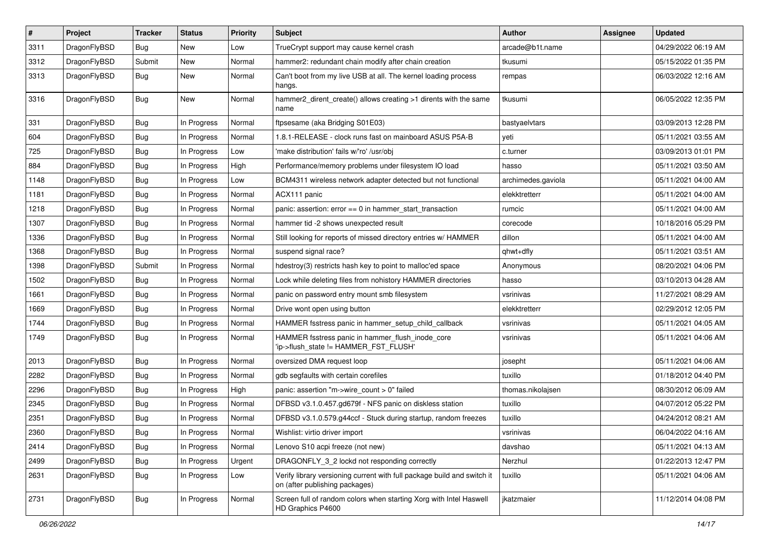| # | Project | Tracker | Status | Priority | Subject | Author | Assignee | Updated |
|---|---|---|---|---|---|---|---|---|
| 3311 | DragonFlyBSD | Bug | New | Low | TrueCrypt support may cause kernel crash | arcade@b1t.name | | 04/29/2022 06:19 AM |
| 3312 | DragonFlyBSD | Submit | New | Normal | hammer2: redundant chain modify after chain creation | tkusumi | | 05/15/2022 01:35 PM |
| 3313 | DragonFlyBSD | Bug | New | Normal | Can't boot from my live USB at all. The kernel loading process hangs. | rempas | | 06/03/2022 12:16 AM |
| 3316 | DragonFlyBSD | Bug | New | Normal | hammer2_dirent_create() allows creating >1 dirents with the same name | tkusumi | | 06/05/2022 12:35 PM |
| 331 | DragonFlyBSD | Bug | In Progress | Normal | ftpsesame (aka Bridging S01E03) | bastyaelvtars | | 03/09/2013 12:28 PM |
| 604 | DragonFlyBSD | Bug | In Progress | Normal | 1.8.1-RELEASE - clock runs fast on mainboard ASUS P5A-B | yeti | | 05/11/2021 03:55 AM |
| 725 | DragonFlyBSD | Bug | In Progress | Low | 'make distribution' fails w/'ro' /usr/obj | c.turner | | 03/09/2013 01:01 PM |
| 884 | DragonFlyBSD | Bug | In Progress | High | Performance/memory problems under filesystem IO load | hasso | | 05/11/2021 03:50 AM |
| 1148 | DragonFlyBSD | Bug | In Progress | Low | BCM4311 wireless network adapter detected but not functional | archimedes.gaviola | | 05/11/2021 04:00 AM |
| 1181 | DragonFlyBSD | Bug | In Progress | Normal | ACX111 panic | elekktretterr | | 05/11/2021 04:00 AM |
| 1218 | DragonFlyBSD | Bug | In Progress | Normal | panic: assertion: error == 0 in hammer_start_transaction | rumcic | | 05/11/2021 04:00 AM |
| 1307 | DragonFlyBSD | Bug | In Progress | Normal | hammer tid -2 shows unexpected result | corecode | | 10/18/2016 05:29 PM |
| 1336 | DragonFlyBSD | Bug | In Progress | Normal | Still looking for reports of missed directory entries w/ HAMMER | dillon | | 05/11/2021 04:00 AM |
| 1368 | DragonFlyBSD | Bug | In Progress | Normal | suspend signal race? | qhwt+dfly | | 05/11/2021 03:51 AM |
| 1398 | DragonFlyBSD | Submit | In Progress | Normal | hdestroy(3) restricts hash key to point to malloc'ed space | Anonymous | | 08/20/2021 04:06 PM |
| 1502 | DragonFlyBSD | Bug | In Progress | Normal | Lock while deleting files from nohistory HAMMER directories | hasso | | 03/10/2013 04:28 AM |
| 1661 | DragonFlyBSD | Bug | In Progress | Normal | panic on password entry mount smb filesystem | vsrinivas | | 11/27/2021 08:29 AM |
| 1669 | DragonFlyBSD | Bug | In Progress | Normal | Drive wont open using button | elekktretterr | | 02/29/2012 12:05 PM |
| 1744 | DragonFlyBSD | Bug | In Progress | Normal | HAMMER fsstress panic in hammer_setup_child_callback | vsrinivas | | 05/11/2021 04:05 AM |
| 1749 | DragonFlyBSD | Bug | In Progress | Normal | HAMMER fsstress panic in hammer_flush_inode_core 'ip->flush_state != HAMMER_FST_FLUSH' | vsrinivas | | 05/11/2021 04:06 AM |
| 2013 | DragonFlyBSD | Bug | In Progress | Normal | oversized DMA request loop | josepht | | 05/11/2021 04:06 AM |
| 2282 | DragonFlyBSD | Bug | In Progress | Normal | gdb segfaults with certain corefiles | tuxillo | | 01/18/2012 04:40 PM |
| 2296 | DragonFlyBSD | Bug | In Progress | High | panic: assertion "m->wire_count > 0" failed | thomas.nikolajsen | | 08/30/2012 06:09 AM |
| 2345 | DragonFlyBSD | Bug | In Progress | Normal | DFBSD v3.1.0.457.gd679f - NFS panic on diskless station | tuxillo | | 04/07/2012 05:22 PM |
| 2351 | DragonFlyBSD | Bug | In Progress | Normal | DFBSD v3.1.0.579.g44ccf - Stuck during startup, random freezes | tuxillo | | 04/24/2012 08:21 AM |
| 2360 | DragonFlyBSD | Bug | In Progress | Normal | Wishlist: virtio driver import | vsrinivas | | 06/04/2022 04:16 AM |
| 2414 | DragonFlyBSD | Bug | In Progress | Normal | Lenovo S10 acpi freeze (not new) | davshao | | 05/11/2021 04:13 AM |
| 2499 | DragonFlyBSD | Bug | In Progress | Urgent | DRAGONFLY_3_2 lockd not responding correctly | Nerzhul | | 01/22/2013 12:47 PM |
| 2631 | DragonFlyBSD | Bug | In Progress | Low | Verify library versioning current with full package build and switch it on (after publishing packages) | tuxillo | | 05/11/2021 04:06 AM |
| 2731 | DragonFlyBSD | Bug | In Progress | Normal | Screen full of random colors when starting Xorg with Intel Haswell HD Graphics P4600 | jkatzmaier | | 11/12/2014 04:08 PM |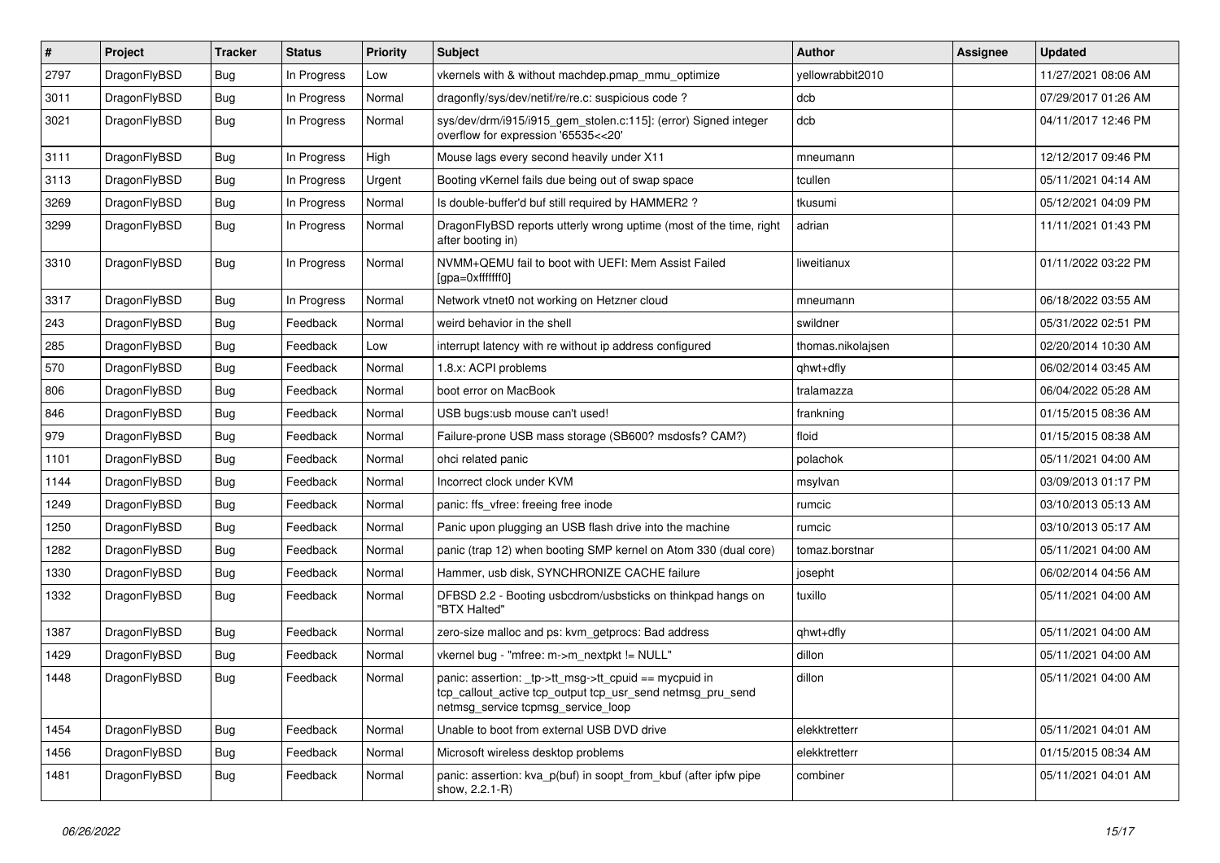| # | Project | Tracker | Status | Priority | Subject | Author | Assignee | Updated |
|---|---|---|---|---|---|---|---|---|
| 2797 | DragonFlyBSD | Bug | In Progress | Low | vkernels with & without machdep.pmap_mmu_optimize | yellowrabbit2010 | | 11/27/2021 08:06 AM |
| 3011 | DragonFlyBSD | Bug | In Progress | Normal | dragonfly/sys/dev/netif/re/re.c: suspicious code ? | dcb | | 07/29/2017 01:26 AM |
| 3021 | DragonFlyBSD | Bug | In Progress | Normal | sys/dev/drm/i915/i915_gem_stolen.c:115]: (error) Signed integer overflow for expression '65535<<20' | dcb | | 04/11/2017 12:46 PM |
| 3111 | DragonFlyBSD | Bug | In Progress | High | Mouse lags every second heavily under X11 | mneumann | | 12/12/2017 09:46 PM |
| 3113 | DragonFlyBSD | Bug | In Progress | Urgent | Booting vKernel fails due being out of swap space | tcullen | | 05/11/2021 04:14 AM |
| 3269 | DragonFlyBSD | Bug | In Progress | Normal | Is double-buffer'd buf still required by HAMMER2 ? | tkusumi | | 05/12/2021 04:09 PM |
| 3299 | DragonFlyBSD | Bug | In Progress | Normal | DragonFlyBSD reports utterly wrong uptime (most of the time, right after booting in) | adrian | | 11/11/2021 01:43 PM |
| 3310 | DragonFlyBSD | Bug | In Progress | Normal | NVMM+QEMU fail to boot with UEFI: Mem Assist Failed [gpa=0xfffffff0] | liweitianux | | 01/11/2022 03:22 PM |
| 3317 | DragonFlyBSD | Bug | In Progress | Normal | Network vtnet0 not working on Hetzner cloud | mneumann | | 06/18/2022 03:55 AM |
| 243 | DragonFlyBSD | Bug | Feedback | Normal | weird behavior in the shell | swildner | | 05/31/2022 02:51 PM |
| 285 | DragonFlyBSD | Bug | Feedback | Low | interrupt latency with re without ip address configured | thomas.nikolajsen | | 02/20/2014 10:30 AM |
| 570 | DragonFlyBSD | Bug | Feedback | Normal | 1.8.x: ACPI problems | qhwt+dfly | | 06/02/2014 03:45 AM |
| 806 | DragonFlyBSD | Bug | Feedback | Normal | boot error on MacBook | tralamazza | | 06/04/2022 05:28 AM |
| 846 | DragonFlyBSD | Bug | Feedback | Normal | USB bugs:usb mouse can't used! | frankning | | 01/15/2015 08:36 AM |
| 979 | DragonFlyBSD | Bug | Feedback | Normal | Failure-prone USB mass storage (SB600? msdosfs? CAM?) | floid | | 01/15/2015 08:38 AM |
| 1101 | DragonFlyBSD | Bug | Feedback | Normal | ohci related panic | polachok | | 05/11/2021 04:00 AM |
| 1144 | DragonFlyBSD | Bug | Feedback | Normal | Incorrect clock under KVM | msylvan | | 03/09/2013 01:17 PM |
| 1249 | DragonFlyBSD | Bug | Feedback | Normal | panic: ffs_vfree: freeing free inode | rumcic | | 03/10/2013 05:13 AM |
| 1250 | DragonFlyBSD | Bug | Feedback | Normal | Panic upon plugging an USB flash drive into the machine | rumcic | | 03/10/2013 05:17 AM |
| 1282 | DragonFlyBSD | Bug | Feedback | Normal | panic (trap 12) when booting SMP kernel on Atom 330 (dual core) | tomaz.borstnar | | 05/11/2021 04:00 AM |
| 1330 | DragonFlyBSD | Bug | Feedback | Normal | Hammer, usb disk, SYNCHRONIZE CACHE failure | josepht | | 06/02/2014 04:56 AM |
| 1332 | DragonFlyBSD | Bug | Feedback | Normal | DFBSD 2.2 - Booting usbcdrom/usbsticks on thinkpad hangs on "BTX Halted" | tuxillo | | 05/11/2021 04:00 AM |
| 1387 | DragonFlyBSD | Bug | Feedback | Normal | zero-size malloc and ps: kvm_getprocs: Bad address | qhwt+dfly | | 05/11/2021 04:00 AM |
| 1429 | DragonFlyBSD | Bug | Feedback | Normal | vkernel bug - "mfree: m->m_nextpkt != NULL" | dillon | | 05/11/2021 04:00 AM |
| 1448 | DragonFlyBSD | Bug | Feedback | Normal | panic: assertion: _tp->tt_msg->tt_cpuid == mycpuid in tcp_callout_active tcp_output tcp_usr_send netmsg_pru_send netmsg_service tcpmsg_service_loop | dillon | | 05/11/2021 04:00 AM |
| 1454 | DragonFlyBSD | Bug | Feedback | Normal | Unable to boot from external USB DVD drive | elekktretterr | | 05/11/2021 04:01 AM |
| 1456 | DragonFlyBSD | Bug | Feedback | Normal | Microsoft wireless desktop problems | elekktretterr | | 01/15/2015 08:34 AM |
| 1481 | DragonFlyBSD | Bug | Feedback | Normal | panic: assertion: kva_p(buf) in soopt_from_kbuf (after ipfw pipe show, 2.2.1-R) | combiner | | 05/11/2021 04:01 AM |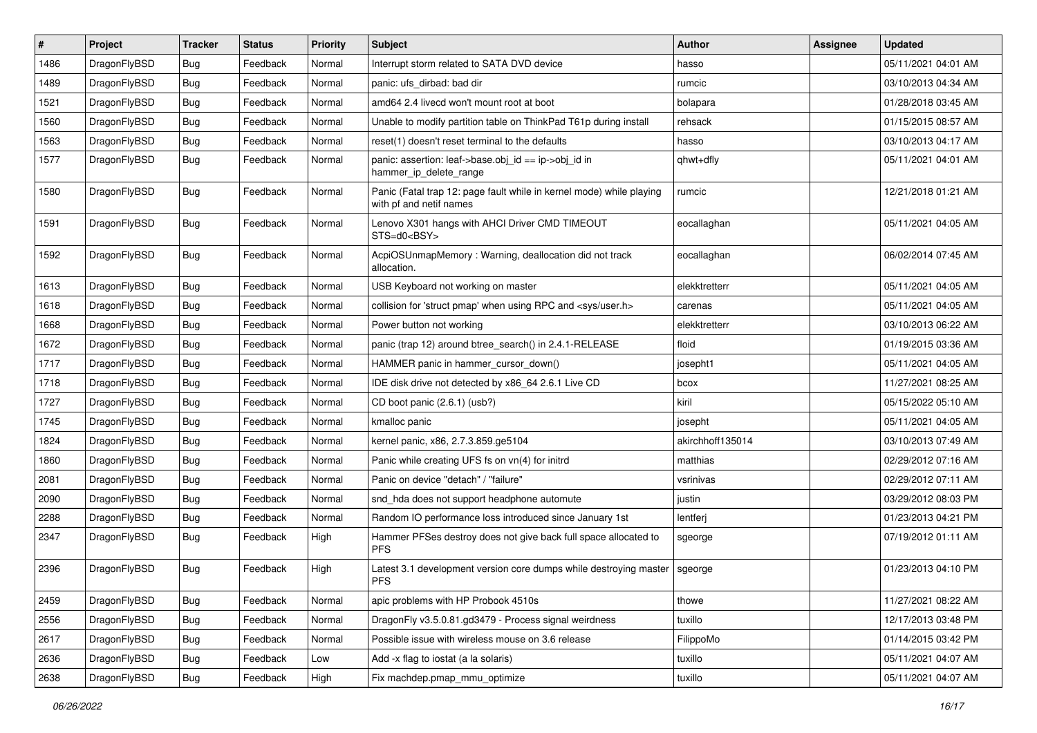| # | Project | Tracker | Status | Priority | Subject | Author | Assignee | Updated |
|---|---|---|---|---|---|---|---|---|
| 1486 | DragonFlyBSD | Bug | Feedback | Normal | Interrupt storm related to SATA DVD device | hasso | | 05/11/2021 04:01 AM |
| 1489 | DragonFlyBSD | Bug | Feedback | Normal | panic: ufs_dirbad: bad dir | rumcic | | 03/10/2013 04:34 AM |
| 1521 | DragonFlyBSD | Bug | Feedback | Normal | amd64 2.4 livecd won't mount root at boot | bolapara | | 01/28/2018 03:45 AM |
| 1560 | DragonFlyBSD | Bug | Feedback | Normal | Unable to modify partition table on ThinkPad T61p during install | rehsack | | 01/15/2015 08:57 AM |
| 1563 | DragonFlyBSD | Bug | Feedback | Normal | reset(1) doesn't reset terminal to the defaults | hasso | | 03/10/2013 04:17 AM |
| 1577 | DragonFlyBSD | Bug | Feedback | Normal | panic: assertion: leaf->base.obj_id == ip->obj_id in hammer_ip_delete_range | qhwt+dfly | | 05/11/2021 04:01 AM |
| 1580 | DragonFlyBSD | Bug | Feedback | Normal | Panic (Fatal trap 12: page fault while in kernel mode) while playing with pf and netif names | rumcic | | 12/21/2018 01:21 AM |
| 1591 | DragonFlyBSD | Bug | Feedback | Normal | Lenovo X301 hangs with AHCI Driver CMD TIMEOUT STS=d0<BSY> | eocallaghan | | 05/11/2021 04:05 AM |
| 1592 | DragonFlyBSD | Bug | Feedback | Normal | AcpiOSUnmapMemory : Warning, deallocation did not track allocation. | eocallaghan | | 06/02/2014 07:45 AM |
| 1613 | DragonFlyBSD | Bug | Feedback | Normal | USB Keyboard not working on master | elekktretterr | | 05/11/2021 04:05 AM |
| 1618 | DragonFlyBSD | Bug | Feedback | Normal | collision for 'struct pmap' when using RPC and <sys/user.h> | carenas | | 05/11/2021 04:05 AM |
| 1668 | DragonFlyBSD | Bug | Feedback | Normal | Power button not working | elekktretterr | | 03/10/2013 06:22 AM |
| 1672 | DragonFlyBSD | Bug | Feedback | Normal | panic (trap 12) around btree_search() in 2.4.1-RELEASE | floid | | 01/19/2015 03:36 AM |
| 1717 | DragonFlyBSD | Bug | Feedback | Normal | HAMMER panic in hammer_cursor_down() | josepht1 | | 05/11/2021 04:05 AM |
| 1718 | DragonFlyBSD | Bug | Feedback | Normal | IDE disk drive not detected by x86_64 2.6.1 Live CD | bcox | | 11/27/2021 08:25 AM |
| 1727 | DragonFlyBSD | Bug | Feedback | Normal | CD boot panic (2.6.1) (usb?) | kiril | | 05/15/2022 05:10 AM |
| 1745 | DragonFlyBSD | Bug | Feedback | Normal | kmalloc panic | josepht | | 05/11/2021 04:05 AM |
| 1824 | DragonFlyBSD | Bug | Feedback | Normal | kernel panic, x86, 2.7.3.859.ge5104 | akirchhoff135014 | | 03/10/2013 07:49 AM |
| 1860 | DragonFlyBSD | Bug | Feedback | Normal | Panic while creating UFS fs on vn(4) for initrd | matthias | | 02/29/2012 07:16 AM |
| 2081 | DragonFlyBSD | Bug | Feedback | Normal | Panic on device "detach" / "failure" | vsrinivas | | 02/29/2012 07:11 AM |
| 2090 | DragonFlyBSD | Bug | Feedback | Normal | snd_hda does not support headphone automute | justin | | 03/29/2012 08:03 PM |
| 2288 | DragonFlyBSD | Bug | Feedback | Normal | Random IO performance loss introduced since January 1st | lentferj | | 01/23/2013 04:21 PM |
| 2347 | DragonFlyBSD | Bug | Feedback | High | Hammer PFSes destroy does not give back full space allocated to PFS | sgeorge | | 07/19/2012 01:11 AM |
| 2396 | DragonFlyBSD | Bug | Feedback | High | Latest 3.1 development version core dumps while destroying master PFS | sgeorge | | 01/23/2013 04:10 PM |
| 2459 | DragonFlyBSD | Bug | Feedback | Normal | apic problems with HP Probook 4510s | thowe | | 11/27/2021 08:22 AM |
| 2556 | DragonFlyBSD | Bug | Feedback | Normal | DragonFly v3.5.0.81.gd3479 - Process signal weirdness | tuxillo | | 12/17/2013 03:48 PM |
| 2617 | DragonFlyBSD | Bug | Feedback | Normal | Possible issue with wireless mouse on 3.6 release | FilippoMo | | 01/14/2015 03:42 PM |
| 2636 | DragonFlyBSD | Bug | Feedback | Low | Add -x flag to iostat (a la solaris) | tuxillo | | 05/11/2021 04:07 AM |
| 2638 | DragonFlyBSD | Bug | Feedback | High | Fix machdep.pmap_mmu_optimize | tuxillo | | 05/11/2021 04:07 AM |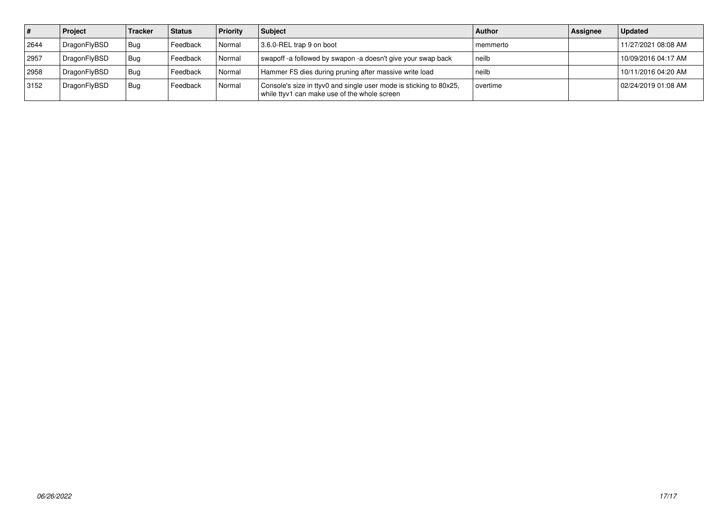| # | Project | Tracker | Status | Priority | Subject | Author | Assignee | Updated |
|---|---|---|---|---|---|---|---|---|
| 2644 | DragonFlyBSD | Bug | Feedback | Normal | 3.6.0-REL trap 9 on boot | memmerto | | 11/27/2021 08:08 AM |
| 2957 | DragonFlyBSD | Bug | Feedback | Normal | swapoff -a followed by swapon -a doesn't give your swap back | neilb | | 10/09/2016 04:17 AM |
| 2958 | DragonFlyBSD | Bug | Feedback | Normal | Hammer FS dies during pruning after massive write load | neilb | | 10/11/2016 04:20 AM |
| 3152 | DragonFlyBSD | Bug | Feedback | Normal | Console's size in ttyv0 and single user mode is sticking to 80x25, while ttyv1 can make use of the whole screen | overtime | | 02/24/2019 01:08 AM |